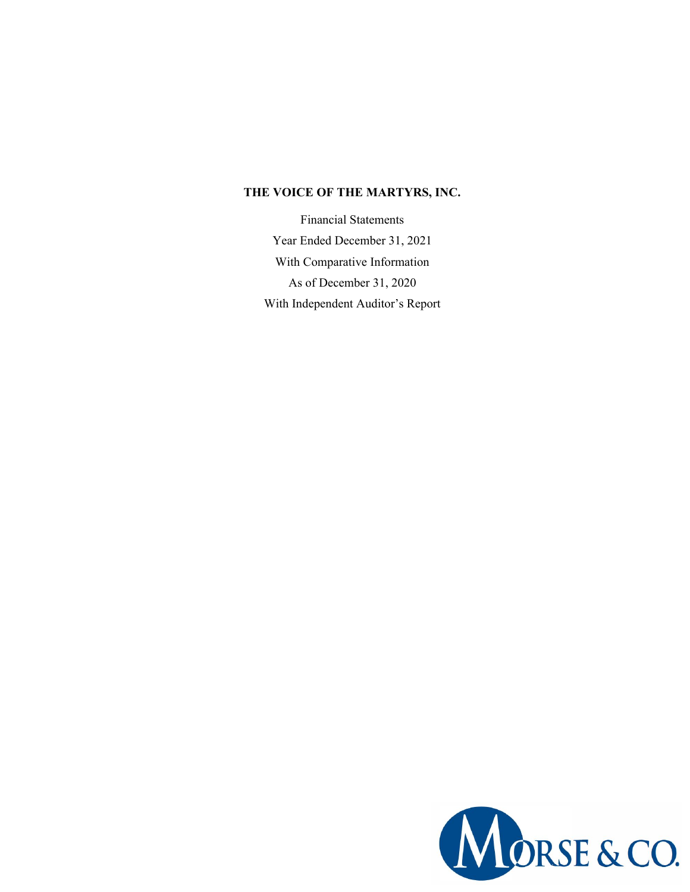**THE VOICE OF THE MARTYRS, INC.**

Financial Statements

Year Ended December 31, 2021

With Comparative Information

As of December 31, 2020

With Independent Auditor's Report

MORSE & CO.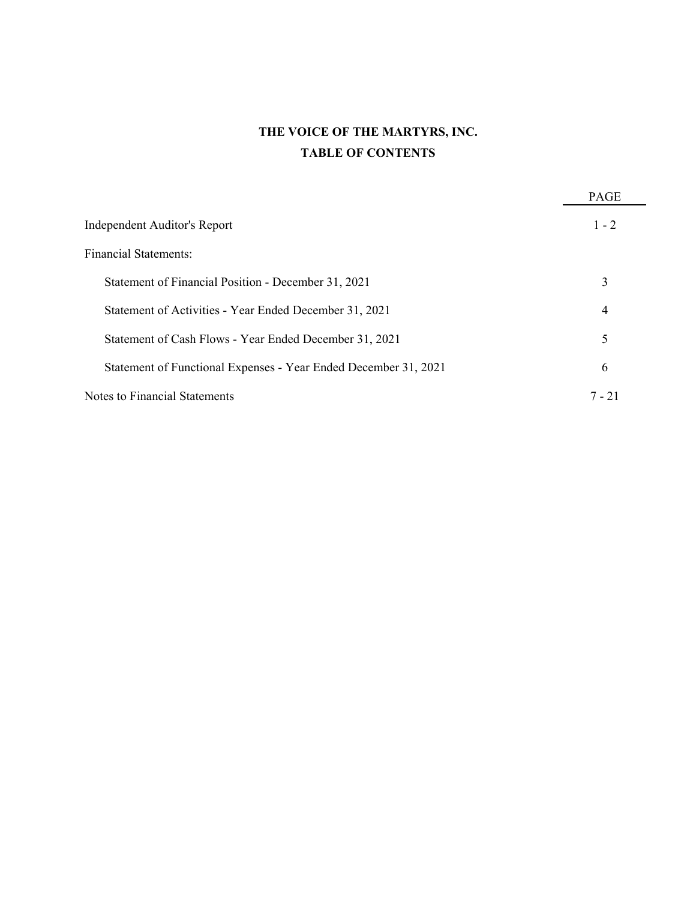# THE VOICE OF THE MARTYRS, INC.

## TABLE OF CONTENTS

| | PAGE |
|---|---|
| Independent Auditor's Report | 1 - 2 |
| Financial Statements: | |
| Statement of Financial Position - December 31, 2021 | 3 |
| Statement of Activities - Year Ended December 31, 2021 | 4 |
| Statement of Cash Flows - Year Ended December 31, 2021 | 5 |
| Statement of Functional Expenses - Year Ended December 31, 2021 | 6 |
| Notes to Financial Statements | 7 - 21 |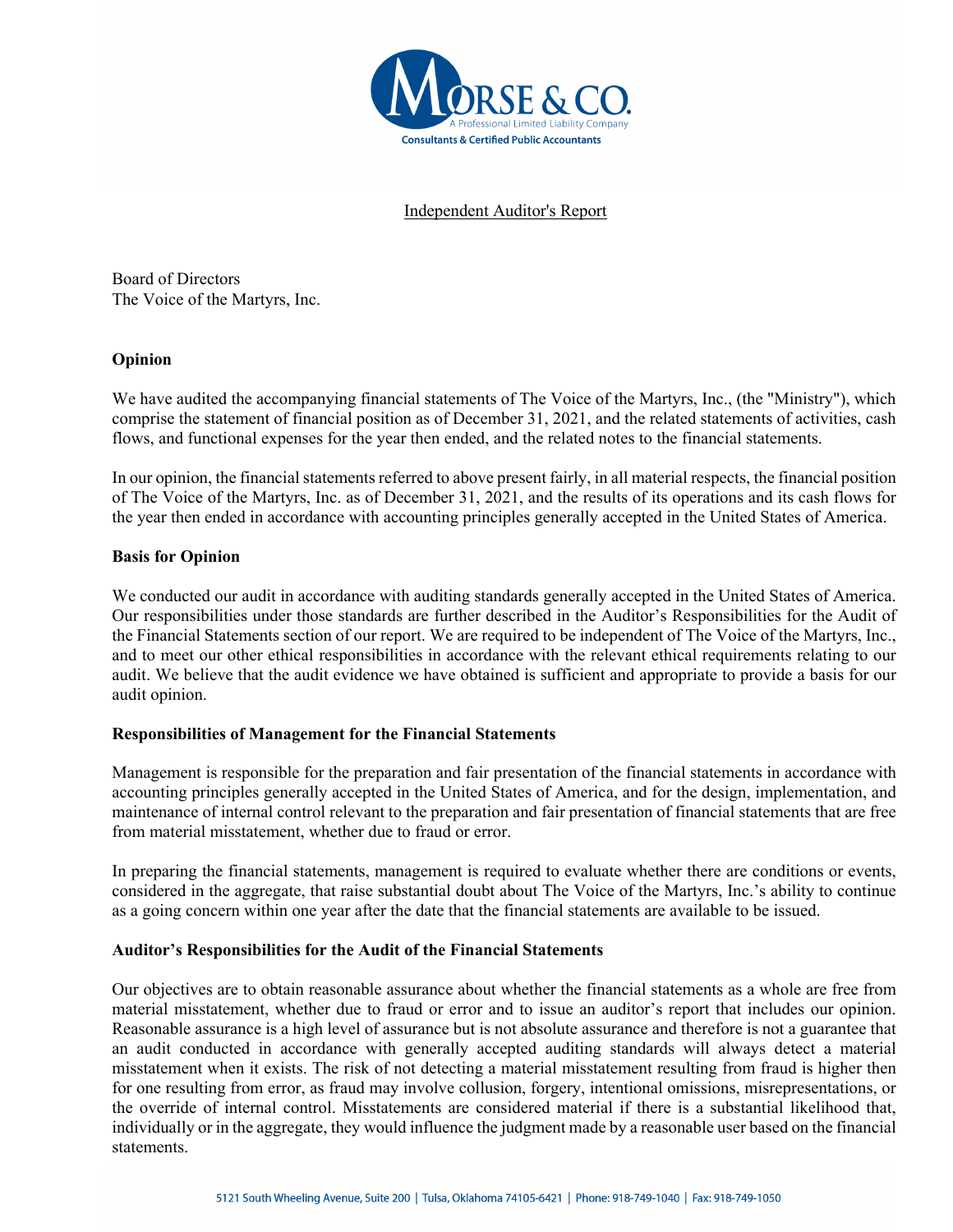Independent Auditor's Report

Board of Directors
The Voice of the Martyrs, Inc.

## Opinion

We have audited the accompanying financial statements of The Voice of the Martyrs, Inc., (the "Ministry"), which comprise the statement of financial position as of December 31, 2021, and the related statements of activities, cash flows, and functional expenses for the year then ended, and the related notes to the financial statements.

In our opinion, the financial statements referred to above present fairly, in all material respects, the financial position of The Voice of the Martyrs, Inc. as of December 31, 2021, and the results of its operations and its cash flows for the year then ended in accordance with accounting principles generally accepted in the United States of America.

## Basis for Opinion

We conducted our audit in accordance with auditing standards generally accepted in the United States of America. Our responsibilities under those standards are further described in the Auditor's Responsibilities for the Audit of the Financial Statements section of our report. We are required to be independent of The Voice of the Martyrs, Inc., and to meet our other ethical responsibilities in accordance with the relevant ethical requirements relating to our audit. We believe that the audit evidence we have obtained is sufficient and appropriate to provide a basis for our audit opinion.

## Responsibilities of Management for the Financial Statements

Management is responsible for the preparation and fair presentation of the financial statements in accordance with accounting principles generally accepted in the United States of America, and for the design, implementation, and maintenance of internal control relevant to the preparation and fair presentation of financial statements that are free from material misstatement, whether due to fraud or error.

In preparing the financial statements, management is required to evaluate whether there are conditions or events, considered in the aggregate, that raise substantial doubt about The Voice of the Martyrs, Inc.'s ability to continue as a going concern within one year after the date that the financial statements are available to be issued.

## Auditor's Responsibilities for the Audit of the Financial Statements

Our objectives are to obtain reasonable assurance about whether the financial statements as a whole are free from material misstatement, whether due to fraud or error and to issue an auditor's report that includes our opinion. Reasonable assurance is a high level of assurance but is not absolute assurance and therefore is not a guarantee that an audit conducted in accordance with generally accepted auditing standards will always detect a material misstatement when it exists. The risk of not detecting a material misstatement resulting from fraud is higher then for one resulting from error, as fraud may involve collusion, forgery, intentional omissions, misrepresentations, or the override of internal control. Misstatements are considered material if there is a substantial likelihood that, individually or in the aggregate, they would influence the judgment made by a reasonable user based on the financial statements.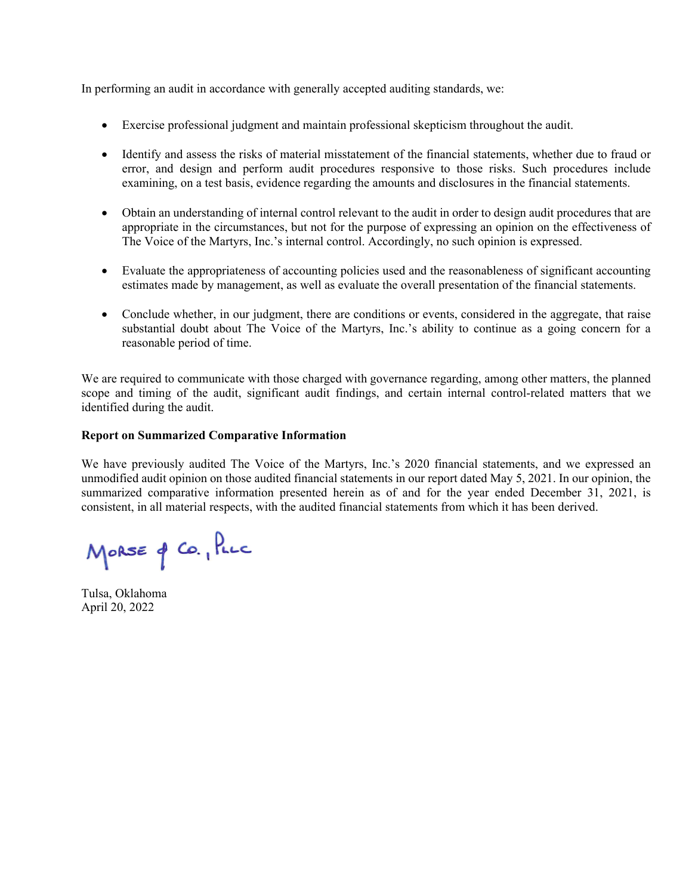In performing an audit in accordance with generally accepted auditing standards, we:

- Exercise professional judgment and maintain professional skepticism throughout the audit.

- Identify and assess the risks of material misstatement of the financial statements, whether due to fraud or error, and design and perform audit procedures responsive to those risks. Such procedures include examining, on a test basis, evidence regarding the amounts and disclosures in the financial statements.

- Obtain an understanding of internal control relevant to the audit in order to design audit procedures that are appropriate in the circumstances, but not for the purpose of expressing an opinion on the effectiveness of The Voice of the Martyrs, Inc.'s internal control. Accordingly, no such opinion is expressed.

- Evaluate the appropriateness of accounting policies used and the reasonableness of significant accounting estimates made by management, as well as evaluate the overall presentation of the financial statements.

- Conclude whether, in our judgment, there are conditions or events, considered in the aggregate, that raise substantial doubt about The Voice of the Martyrs, Inc.'s ability to continue as a going concern for a reasonable period of time.

We are required to communicate with those charged with governance regarding, among other matters, the planned scope and timing of the audit, significant audit findings, and certain internal control-related matters that we identified during the audit.

**Report on Summarized Comparative Information**

We have previously audited The Voice of the Martyrs, Inc.'s 2020 financial statements, and we expressed an unmodified audit opinion on those audited financial statements in our report dated May 5, 2021. In our opinion, the summarized comparative information presented herein as of and for the year ended December 31, 2021, is consistent, in all material respects, with the audited financial statements from which it has been derived.

Morse & Co., PLLC

Tulsa, Oklahoma
April 20, 2022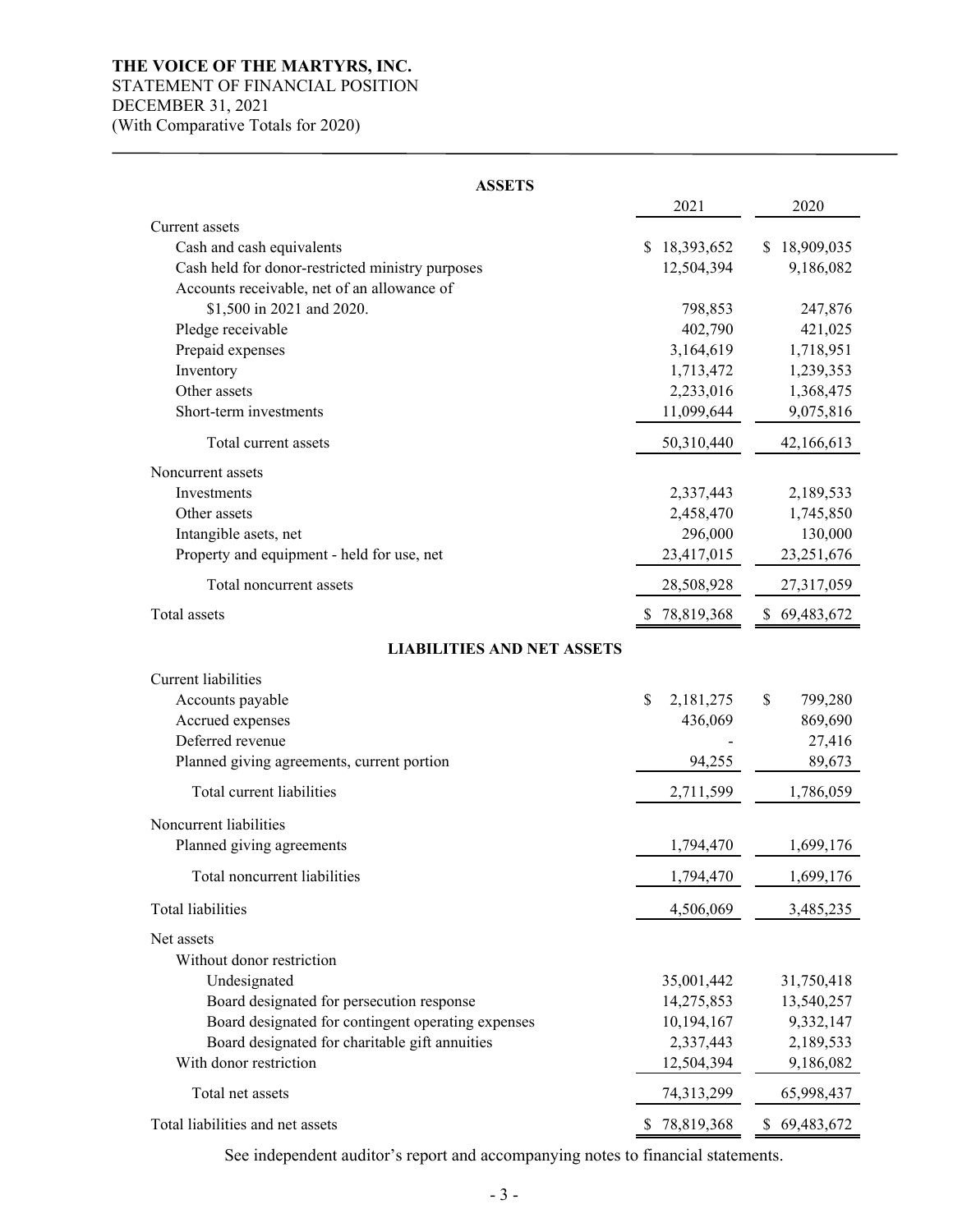**THE VOICE OF THE MARTYRS, INC.**
STATEMENT OF FINANCIAL POSITION
DECEMBER 31, 2021
(With Comparative Totals for 2020)

| **ASSETS** | 2021 | 2020 |
|---|---|---|
| Current assets | | |
| Cash and cash equivalents | $ 18,393,652 | $ 18,909,035 |
| Cash held for donor-restricted ministry purposes | 12,504,394 | 9,186,082 |
| Accounts receivable, net of an allowance of $1,500 in 2021 and 2020. | 798,853 | 247,876 |
| Pledge receivable | 402,790 | 421,025 |
| Prepaid expenses | 3,164,619 | 1,718,951 |
| Inventory | 1,713,472 | 1,239,353 |
| Other assets | 2,233,016 | 1,368,475 |
| Short-term investments | 11,099,644 | 9,075,816 |
| Total current assets | 50,310,440 | 42,166,613 |
| Noncurrent assets | | |
| Investments | 2,337,443 | 2,189,533 |
| Other assets | 2,458,470 | 1,745,850 |
| Intangible asets, net | 296,000 | 130,000 |
| Property and equipment - held for use, net | 23,417,015 | 23,251,676 |
| Total noncurrent assets | 28,508,928 | 27,317,059 |
| Total assets | $ 78,819,368 | $ 69,483,672 |
| **LIABILITIES AND NET ASSETS** | | |
| Current liabilities | | |
| Accounts payable | $ 2,181,275 | $ 799,280 |
| Accrued expenses | 436,069 | 869,690 |
| Deferred revenue | - | 27,416 |
| Planned giving agreements, current portion | 94,255 | 89,673 |
| Total current liabilities | 2,711,599 | 1,786,059 |
| Noncurrent liabilities | | |
| Planned giving agreements | 1,794,470 | 1,699,176 |
| Total noncurrent liabilities | 1,794,470 | 1,699,176 |
| Total liabilities | 4,506,069 | 3,485,235 |
| Net assets | | |
| Without donor restriction | | |
| Undesignated | 35,001,442 | 31,750,418 |
| Board designated for persecution response | 14,275,853 | 13,540,257 |
| Board designated for contingent operating expenses | 10,194,167 | 9,332,147 |
| Board designated for charitable gift annuities | 2,337,443 | 2,189,533 |
| With donor restriction | 12,504,394 | 9,186,082 |
| Total net assets | 74,313,299 | 65,998,437 |
| Total liabilities and net assets | $ 78,819,368 | $ 69,483,672 |

See independent auditor's report and accompanying notes to financial statements.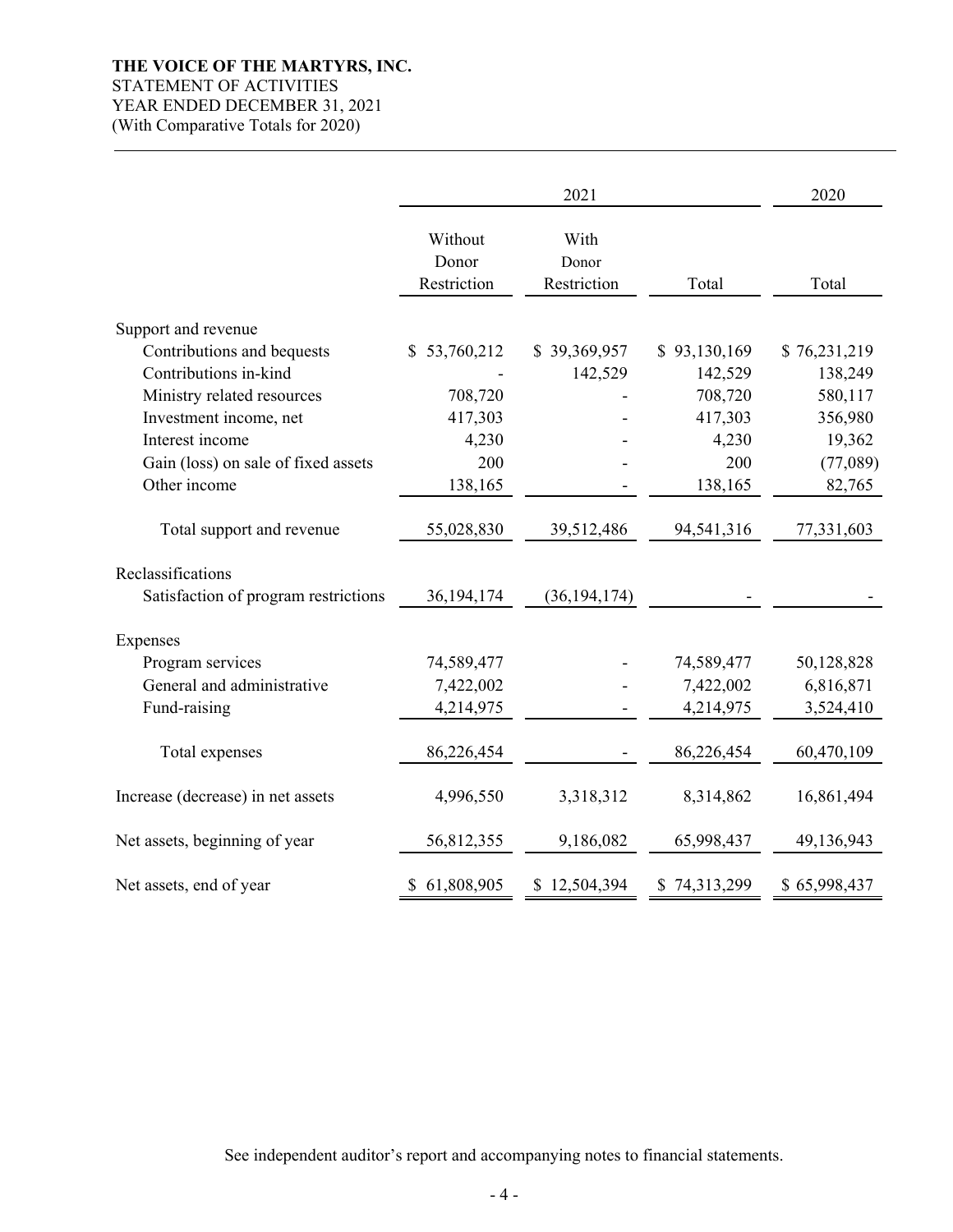**THE VOICE OF THE MARTYRS, INC.**
STATEMENT OF ACTIVITIES
YEAR ENDED DECEMBER 31, 2021
(With Comparative Totals for 2020)

| | 2021 | | | 2020 |
|---|---|---|---|---|
| | Without Donor Restriction | With Donor Restriction | Total | Total |
| Support and revenue | | | | |
| Contributions and bequests | $ 53,760,212 | $ 39,369,957 | $ 93,130,169 | $ 76,231,219 |
| Contributions in-kind | - | 142,529 | 142,529 | 138,249 |
| Ministry related resources | 708,720 | - | 708,720 | 580,117 |
| Investment income, net | 417,303 | - | 417,303 | 356,980 |
| Interest income | 4,230 | - | 4,230 | 19,362 |
| Gain (loss) on sale of fixed assets | 200 | - | 200 | (77,089) |
| Other income | 138,165 | - | 138,165 | 82,765 |
| Total support and revenue | 55,028,830 | 39,512,486 | 94,541,316 | 77,331,603 |
| Reclassifications | | | | |
| Satisfaction of program restrictions | 36,194,174 | (36,194,174) | - | - |
| Expenses | | | | |
| Program services | 74,589,477 | - | 74,589,477 | 50,128,828 |
| General and administrative | 7,422,002 | - | 7,422,002 | 6,816,871 |
| Fund-raising | 4,214,975 | - | 4,214,975 | 3,524,410 |
| Total expenses | 86,226,454 | - | 86,226,454 | 60,470,109 |
| Increase (decrease) in net assets | 4,996,550 | 3,318,312 | 8,314,862 | 16,861,494 |
| Net assets, beginning of year | 56,812,355 | 9,186,082 | 65,998,437 | 49,136,943 |
| Net assets, end of year | $ 61,808,905 | $ 12,504,394 | $ 74,313,299 | $ 65,998,437 |

See independent auditor's report and accompanying notes to financial statements.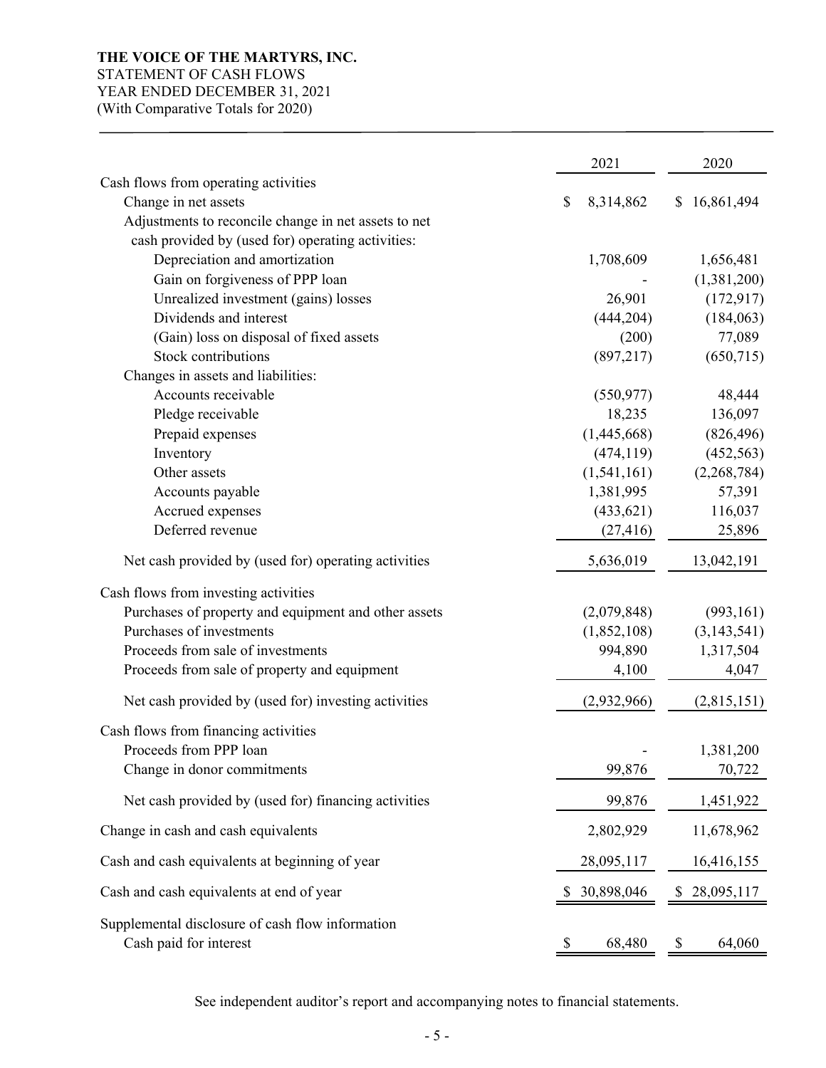**THE VOICE OF THE MARTYRS, INC.**
STATEMENT OF CASH FLOWS
YEAR ENDED DECEMBER 31, 2021
(With Comparative Totals for 2020)

| | 2021 | 2020 |
|---|---|---|
| Cash flows from operating activities | | |
| Change in net assets | $ 8,314,862 | $ 16,861,494 |
| Adjustments to reconcile change in net assets to net cash provided by (used for) operating activities: | | |
| Depreciation and amortization | 1,708,609 | 1,656,481 |
| Gain on forgiveness of PPP loan | - | (1,381,200) |
| Unrealized investment (gains) losses | 26,901 | (172,917) |
| Dividends and interest | (444,204) | (184,063) |
| (Gain) loss on disposal of fixed assets | (200) | 77,089 |
| Stock contributions | (897,217) | (650,715) |
| Changes in assets and liabilities: | | |
| Accounts receivable | (550,977) | 48,444 |
| Pledge receivable | 18,235 | 136,097 |
| Prepaid expenses | (1,445,668) | (826,496) |
| Inventory | (474,119) | (452,563) |
| Other assets | (1,541,161) | (2,268,784) |
| Accounts payable | 1,381,995 | 57,391 |
| Accrued expenses | (433,621) | 116,037 |
| Deferred revenue | (27,416) | 25,896 |
| Net cash provided by (used for) operating activities | 5,636,019 | 13,042,191 |
| Cash flows from investing activities | | |
| Purchases of property and equipment and other assets | (2,079,848) | (993,161) |
| Purchases of investments | (1,852,108) | (3,143,541) |
| Proceeds from sale of investments | 994,890 | 1,317,504 |
| Proceeds from sale of property and equipment | 4,100 | 4,047 |
| Net cash provided by (used for) investing activities | (2,932,966) | (2,815,151) |
| Cash flows from financing activities | | |
| Proceeds from PPP loan | - | 1,381,200 |
| Change in donor commitments | 99,876 | 70,722 |
| Net cash provided by (used for) financing activities | 99,876 | 1,451,922 |
| Change in cash and cash equivalents | 2,802,929 | 11,678,962 |
| Cash and cash equivalents at beginning of year | 28,095,117 | 16,416,155 |
| Cash and cash equivalents at end of year | $ 30,898,046 | $ 28,095,117 |
| Supplemental disclosure of cash flow information | | |
| Cash paid for interest | $ 68,480 | $ 64,060 |

See independent auditor's report and accompanying notes to financial statements.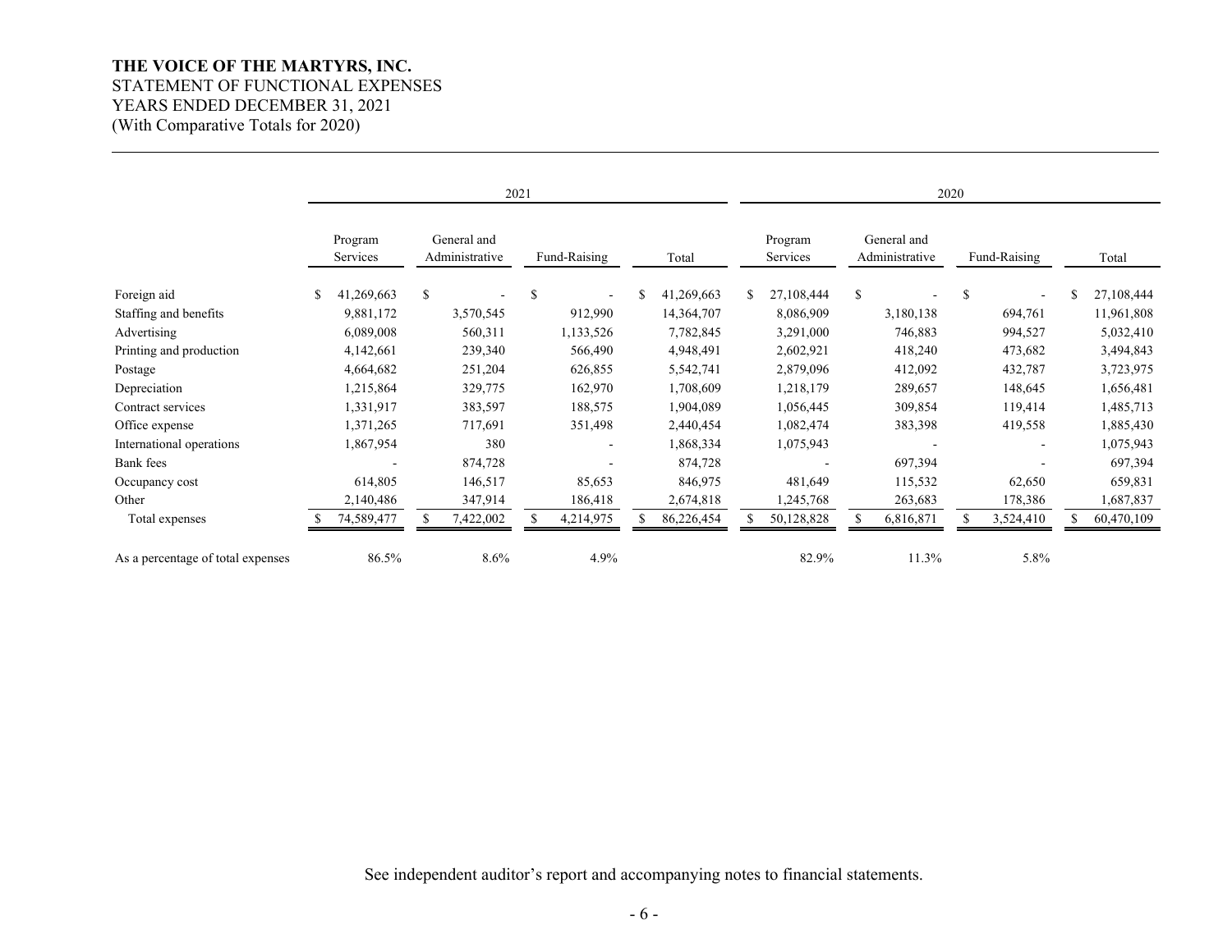**THE VOICE OF THE MARTYRS, INC.**
STATEMENT OF FUNCTIONAL EXPENSES
YEARS ENDED DECEMBER 31, 2021
(With Comparative Totals for 2020)

| | 2021 | | | | 2020 | | | |
|---|---|---|---|---|---|---|---|---|
| | Program Services | General and Administrative | Fund-Raising | Total | Program Services | General and Administrative | Fund-Raising | Total |
| Foreign aid | $ 41,269,663 | $ - | $ - | $ 41,269,663 | $ 27,108,444 | $ - | $ - | $ 27,108,444 |
| Staffing and benefits | 9,881,172 | 3,570,545 | 912,990 | 14,364,707 | 8,086,909 | 3,180,138 | 694,761 | 11,961,808 |
| Advertising | 6,089,008 | 560,311 | 1,133,526 | 7,782,845 | 3,291,000 | 746,883 | 994,527 | 5,032,410 |
| Printing and production | 4,142,661 | 239,340 | 566,490 | 4,948,491 | 2,602,921 | 418,240 | 473,682 | 3,494,843 |
| Postage | 4,664,682 | 251,204 | 626,855 | 5,542,741 | 2,879,096 | 412,092 | 432,787 | 3,723,975 |
| Depreciation | 1,215,864 | 329,775 | 162,970 | 1,708,609 | 1,218,179 | 289,657 | 148,645 | 1,656,481 |
| Contract services | 1,331,917 | 383,597 | 188,575 | 1,904,089 | 1,056,445 | 309,854 | 119,414 | 1,485,713 |
| Office expense | 1,371,265 | 717,691 | 351,498 | 2,440,454 | 1,082,474 | 383,398 | 419,558 | 1,885,430 |
| International operations | 1,867,954 | 380 | - | 1,868,334 | 1,075,943 | - | - | 1,075,943 |
| Bank fees | - | 874,728 | - | 874,728 | - | 697,394 | - | 697,394 |
| Occupancy cost | 614,805 | 146,517 | 85,653 | 846,975 | 481,649 | 115,532 | 62,650 | 659,831 |
| Other | 2,140,486 | 347,914 | 186,418 | 2,674,818 | 1,245,768 | 263,683 | 178,386 | 1,687,837 |
| Total expenses | $ 74,589,477 | $ 7,422,002 | $ 4,214,975 | $ 86,226,454 | $ 50,128,828 | $ 6,816,871 | $ 3,524,410 | $ 60,470,109 |
| As a percentage of total expenses | 86.5% | 8.6% | 4.9% | | 82.9% | 11.3% | 5.8% | |

See independent auditor's report and accompanying notes to financial statements.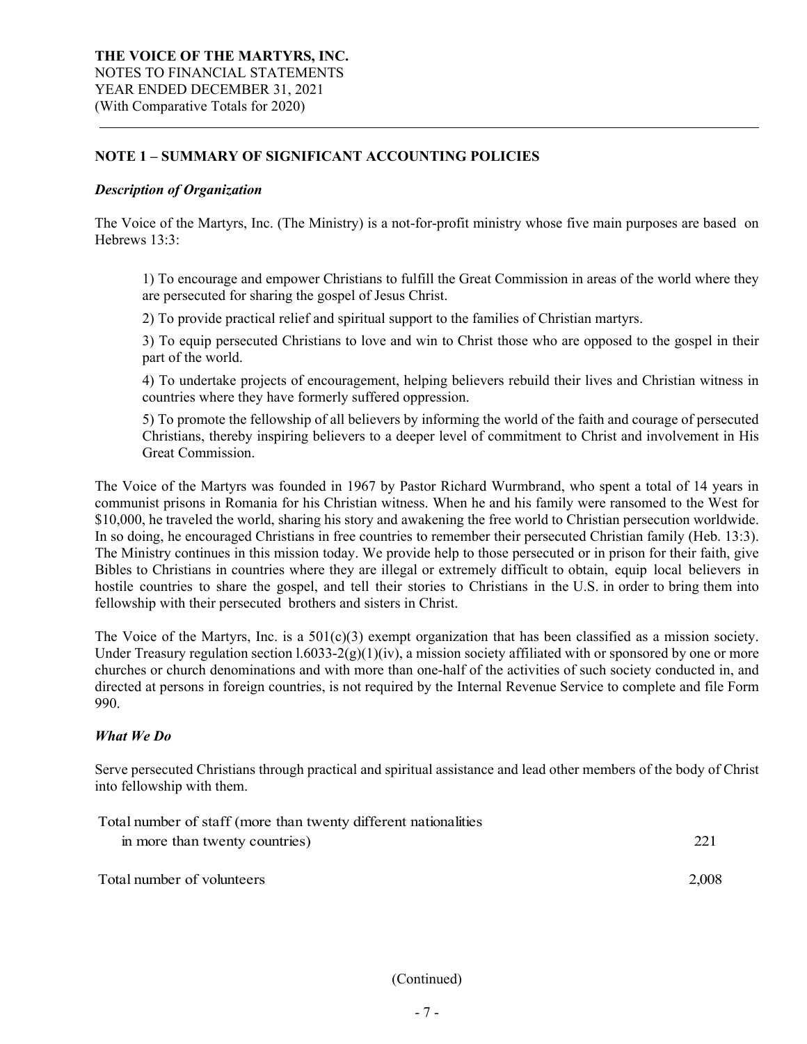**THE VOICE OF THE MARTYRS, INC.**
NOTES TO FINANCIAL STATEMENTS
YEAR ENDED DECEMBER 31, 2021
(With Comparative Totals for 2020)

## NOTE 1 – SUMMARY OF SIGNIFICANT ACCOUNTING POLICIES

***Description of Organization***

The Voice of the Martyrs, Inc. (The Ministry) is a not-for-profit ministry whose five main purposes are based on Hebrews 13:3:

1) To encourage and empower Christians to fulfill the Great Commission in areas of the world where they are persecuted for sharing the gospel of Jesus Christ.

2) To provide practical relief and spiritual support to the families of Christian martyrs.

3) To equip persecuted Christians to love and win to Christ those who are opposed to the gospel in their part of the world.

4) To undertake projects of encouragement, helping believers rebuild their lives and Christian witness in countries where they have formerly suffered oppression.

5) To promote the fellowship of all believers by informing the world of the faith and courage of persecuted Christians, thereby inspiring believers to a deeper level of commitment to Christ and involvement in His Great Commission.

The Voice of the Martyrs was founded in 1967 by Pastor Richard Wurmbrand, who spent a total of 14 years in communist prisons in Romania for his Christian witness. When he and his family were ransomed to the West for $10,000, he traveled the world, sharing his story and awakening the free world to Christian persecution worldwide. In so doing, he encouraged Christians in free countries to remember their persecuted Christian family (Heb. 13:3). The Ministry continues in this mission today. We provide help to those persecuted or in prison for their faith, give Bibles to Christians in countries where they are illegal or extremely difficult to obtain, equip local believers in hostile countries to share the gospel, and tell their stories to Christians in the U.S. in order to bring them into fellowship with their persecuted brothers and sisters in Christ.

The Voice of the Martyrs, Inc. is a 501(c)(3) exempt organization that has been classified as a mission society. Under Treasury regulation section l.6033-2(g)(1)(iv), a mission society affiliated with or sponsored by one or more churches or church denominations and with more than one-half of the activities of such society conducted in, and directed at persons in foreign countries, is not required by the Internal Revenue Service to complete and file Form 990.

***What We Do***

Serve persecuted Christians through practical and spiritual assistance and lead other members of the body of Christ into fellowship with them.

| | |
|---|---|
| Total number of staff (more than twenty different nationalities in more than twenty countries) | 221 |
| Total number of volunteers | 2,008 |

(Continued)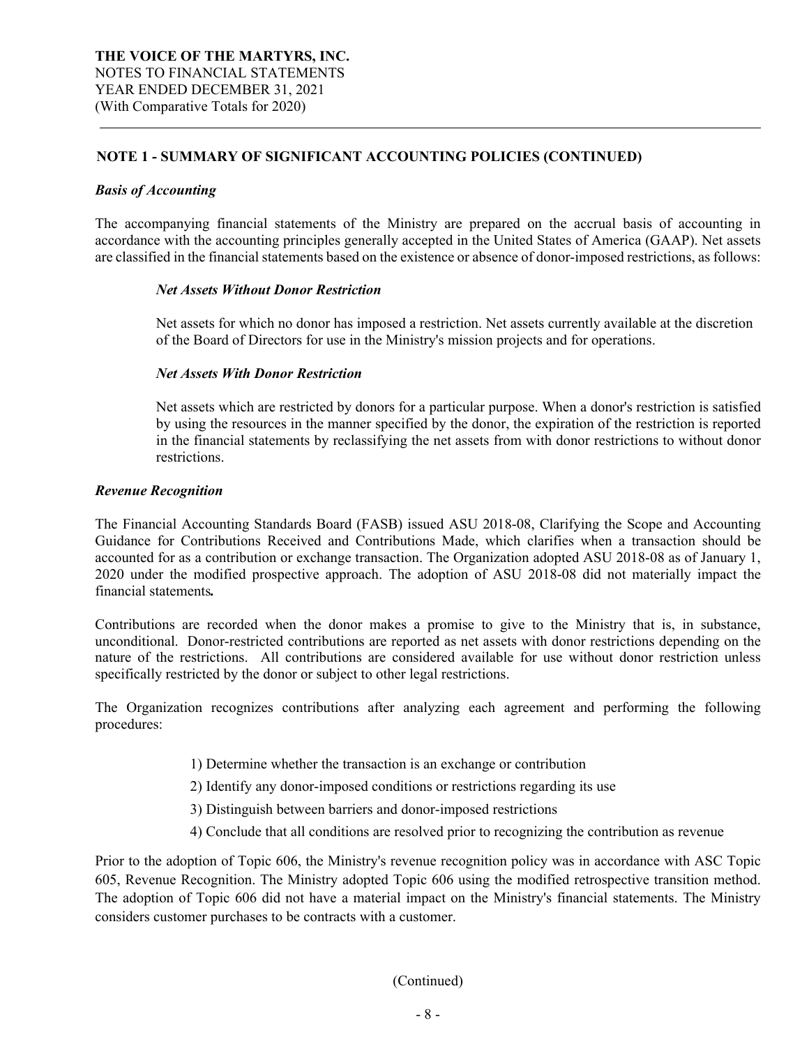**THE VOICE OF THE MARTYRS, INC.**
NOTES TO FINANCIAL STATEMENTS
YEAR ENDED DECEMBER 31, 2021
(With Comparative Totals for 2020)

## NOTE 1 - SUMMARY OF SIGNIFICANT ACCOUNTING POLICIES (CONTINUED)

***Basis of Accounting***

The accompanying financial statements of the Ministry are prepared on the accrual basis of accounting in accordance with the accounting principles generally accepted in the United States of America (GAAP). Net assets are classified in the financial statements based on the existence or absence of donor-imposed restrictions, as follows:

> ***Net Assets Without Donor Restriction***
>
> Net assets for which no donor has imposed a restriction. Net assets currently available at the discretion of the Board of Directors for use in the Ministry's mission projects and for operations.
>
> ***Net Assets With Donor Restriction***
>
> Net assets which are restricted by donors for a particular purpose. When a donor's restriction is satisfied by using the resources in the manner specified by the donor, the expiration of the restriction is reported in the financial statements by reclassifying the net assets from with donor restrictions to without donor restrictions.

***Revenue Recognition***

The Financial Accounting Standards Board (FASB) issued ASU 2018-08, Clarifying the Scope and Accounting Guidance for Contributions Received and Contributions Made, which clarifies when a transaction should be accounted for as a contribution or exchange transaction. The Organization adopted ASU 2018-08 as of January 1, 2020 under the modified prospective approach. The adoption of ASU 2018-08 did not materially impact the financial statements.

Contributions are recorded when the donor makes a promise to give to the Ministry that is, in substance, unconditional. Donor-restricted contributions are reported as net assets with donor restrictions depending on the nature of the restrictions. All contributions are considered available for use without donor restriction unless specifically restricted by the donor or subject to other legal restrictions.

The Organization recognizes contributions after analyzing each agreement and performing the following procedures:

1) Determine whether the transaction is an exchange or contribution
2) Identify any donor-imposed conditions or restrictions regarding its use
3) Distinguish between barriers and donor-imposed restrictions
4) Conclude that all conditions are resolved prior to recognizing the contribution as revenue

Prior to the adoption of Topic 606, the Ministry's revenue recognition policy was in accordance with ASC Topic 605, Revenue Recognition. The Ministry adopted Topic 606 using the modified retrospective transition method. The adoption of Topic 606 did not have a material impact on the Ministry's financial statements. The Ministry considers customer purchases to be contracts with a customer.

(Continued)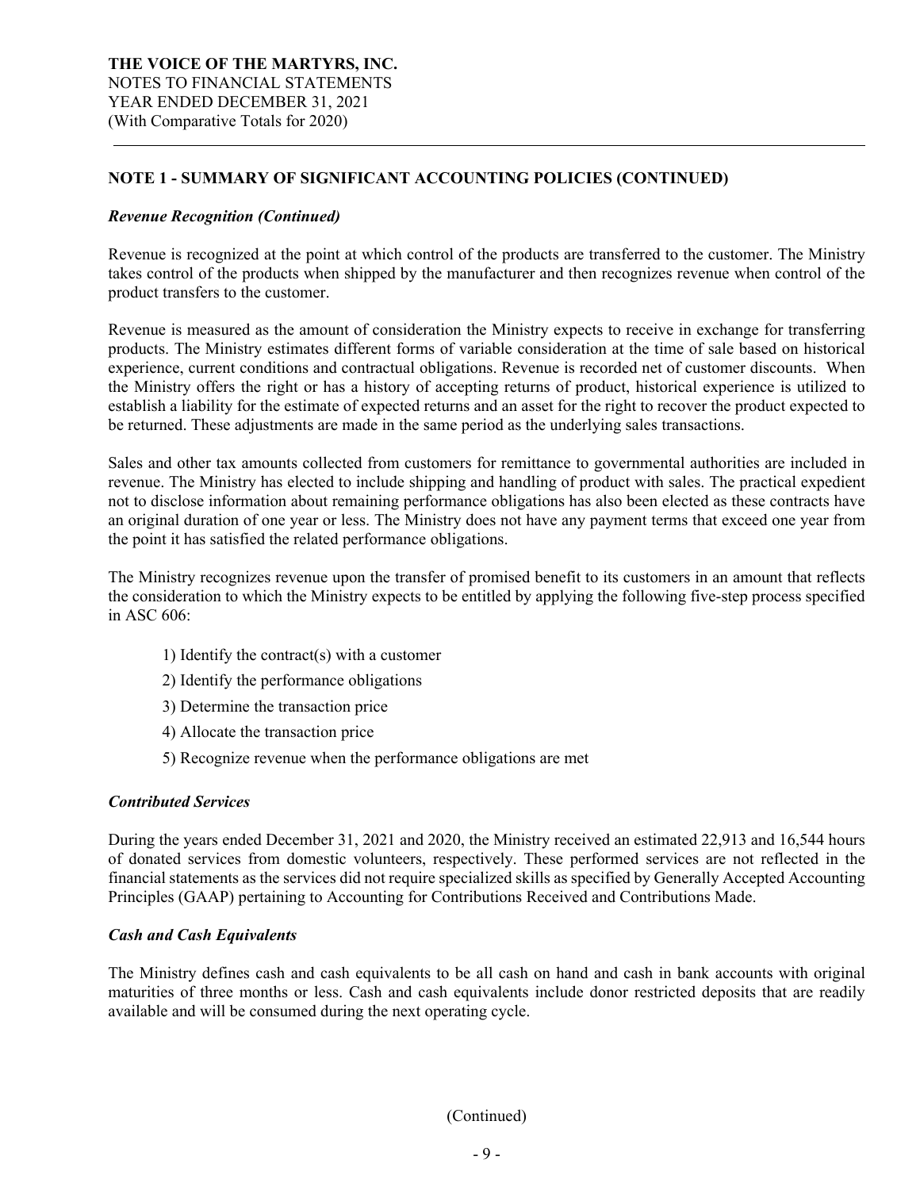**THE VOICE OF THE MARTYRS, INC.**
NOTES TO FINANCIAL STATEMENTS
YEAR ENDED DECEMBER 31, 2021
(With Comparative Totals for 2020)

## NOTE 1 - SUMMARY OF SIGNIFICANT ACCOUNTING POLICIES (CONTINUED)

***Revenue Recognition (Continued)***

Revenue is recognized at the point at which control of the products are transferred to the customer. The Ministry takes control of the products when shipped by the manufacturer and then recognizes revenue when control of the product transfers to the customer.

Revenue is measured as the amount of consideration the Ministry expects to receive in exchange for transferring products. The Ministry estimates different forms of variable consideration at the time of sale based on historical experience, current conditions and contractual obligations. Revenue is recorded net of customer discounts. When the Ministry offers the right or has a history of accepting returns of product, historical experience is utilized to establish a liability for the estimate of expected returns and an asset for the right to recover the product expected to be returned. These adjustments are made in the same period as the underlying sales transactions.

Sales and other tax amounts collected from customers for remittance to governmental authorities are included in revenue. The Ministry has elected to include shipping and handling of product with sales. The practical expedient not to disclose information about remaining performance obligations has also been elected as these contracts have an original duration of one year or less. The Ministry does not have any payment terms that exceed one year from the point it has satisfied the related performance obligations.

The Ministry recognizes revenue upon the transfer of promised benefit to its customers in an amount that reflects the consideration to which the Ministry expects to be entitled by applying the following five-step process specified in ASC 606:

1) Identify the contract(s) with a customer
2) Identify the performance obligations
3) Determine the transaction price
4) Allocate the transaction price
5) Recognize revenue when the performance obligations are met

***Contributed Services***

During the years ended December 31, 2021 and 2020, the Ministry received an estimated 22,913 and 16,544 hours of donated services from domestic volunteers, respectively. These performed services are not reflected in the financial statements as the services did not require specialized skills as specified by Generally Accepted Accounting Principles (GAAP) pertaining to Accounting for Contributions Received and Contributions Made.

***Cash and Cash Equivalents***

The Ministry defines cash and cash equivalents to be all cash on hand and cash in bank accounts with original maturities of three months or less. Cash and cash equivalents include donor restricted deposits that are readily available and will be consumed during the next operating cycle.

(Continued)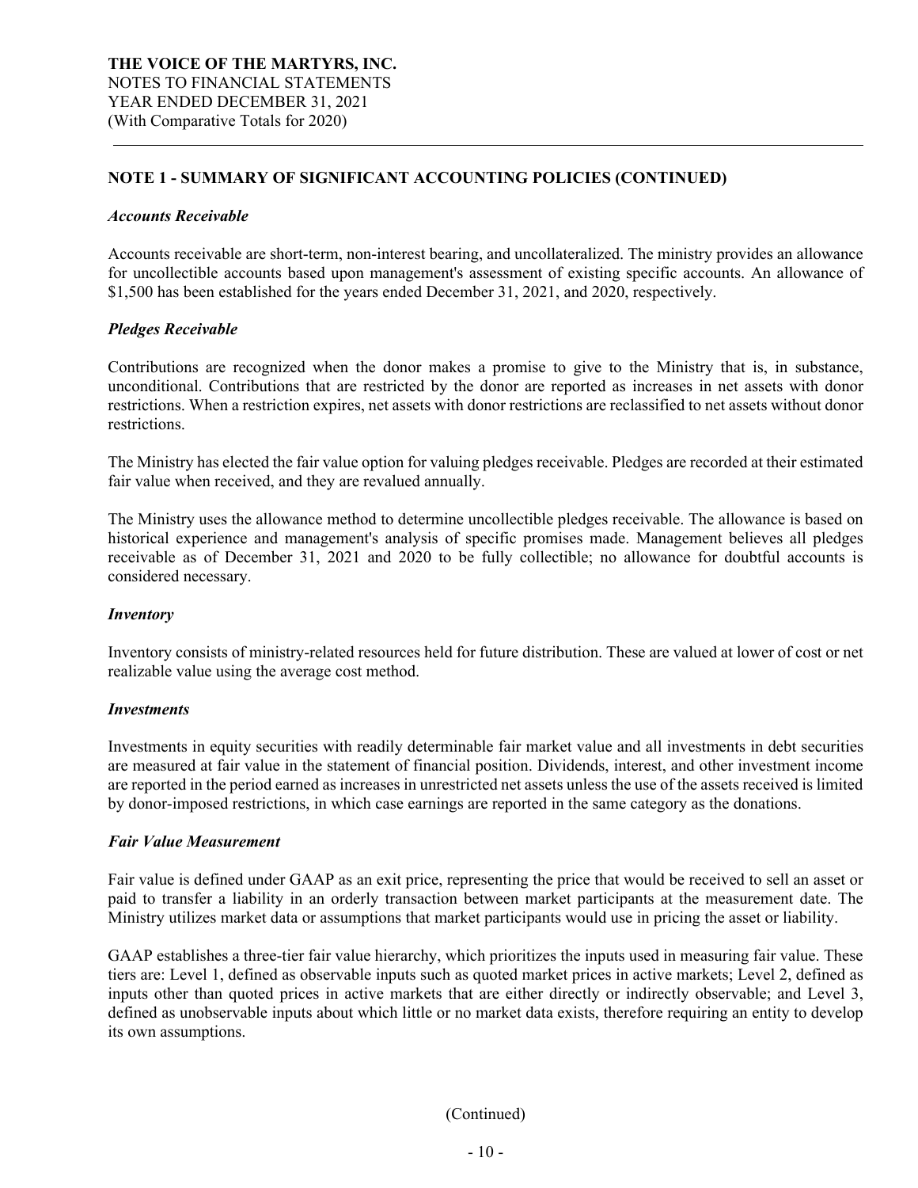## NOTE 1 - SUMMARY OF SIGNIFICANT ACCOUNTING POLICIES (CONTINUED)

### *Accounts Receivable*

Accounts receivable are short-term, non-interest bearing, and uncollateralized. The ministry provides an allowance for uncollectible accounts based upon management's assessment of existing specific accounts. An allowance of $1,500 has been established for the years ended December 31, 2021, and 2020, respectively.

### *Pledges Receivable*

Contributions are recognized when the donor makes a promise to give to the Ministry that is, in substance, unconditional. Contributions that are restricted by the donor are reported as increases in net assets with donor restrictions. When a restriction expires, net assets with donor restrictions are reclassified to net assets without donor restrictions.

The Ministry has elected the fair value option for valuing pledges receivable. Pledges are recorded at their estimated fair value when received, and they are revalued annually.

The Ministry uses the allowance method to determine uncollectible pledges receivable. The allowance is based on historical experience and management's analysis of specific promises made. Management believes all pledges receivable as of December 31, 2021 and 2020 to be fully collectible; no allowance for doubtful accounts is considered necessary.

### *Inventory*

Inventory consists of ministry-related resources held for future distribution. These are valued at lower of cost or net realizable value using the average cost method.

### *Investments*

Investments in equity securities with readily determinable fair market value and all investments in debt securities are measured at fair value in the statement of financial position. Dividends, interest, and other investment income are reported in the period earned as increases in unrestricted net assets unless the use of the assets received is limited by donor-imposed restrictions, in which case earnings are reported in the same category as the donations.

### *Fair Value Measurement*

Fair value is defined under GAAP as an exit price, representing the price that would be received to sell an asset or paid to transfer a liability in an orderly transaction between market participants at the measurement date. The Ministry utilizes market data or assumptions that market participants would use in pricing the asset or liability.

GAAP establishes a three-tier fair value hierarchy, which prioritizes the inputs used in measuring fair value. These tiers are: Level 1, defined as observable inputs such as quoted market prices in active markets; Level 2, defined as inputs other than quoted prices in active markets that are either directly or indirectly observable; and Level 3, defined as unobservable inputs about which little or no market data exists, therefore requiring an entity to develop its own assumptions.

(Continued)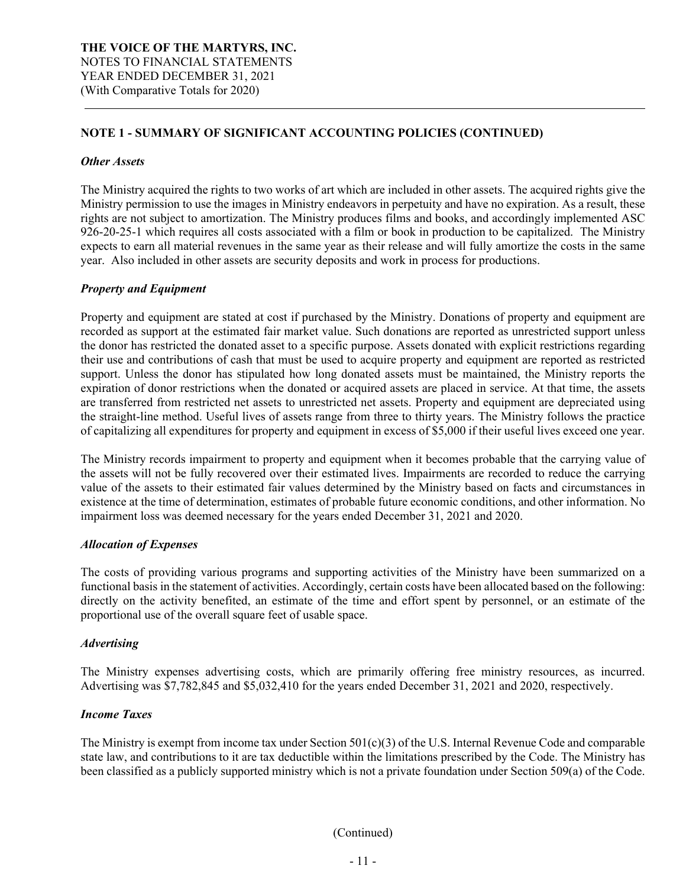**NOTE 1 - SUMMARY OF SIGNIFICANT ACCOUNTING POLICIES (CONTINUED)**

***Other Assets***

The Ministry acquired the rights to two works of art which are included in other assets. The acquired rights give the Ministry permission to use the images in Ministry endeavors in perpetuity and have no expiration. As a result, these rights are not subject to amortization. The Ministry produces films and books, and accordingly implemented ASC 926-20-25-1 which requires all costs associated with a film or book in production to be capitalized. The Ministry expects to earn all material revenues in the same year as their release and will fully amortize the costs in the same year. Also included in other assets are security deposits and work in process for productions.

***Property and Equipment***

Property and equipment are stated at cost if purchased by the Ministry. Donations of property and equipment are recorded as support at the estimated fair market value. Such donations are reported as unrestricted support unless the donor has restricted the donated asset to a specific purpose. Assets donated with explicit restrictions regarding their use and contributions of cash that must be used to acquire property and equipment are reported as restricted support. Unless the donor has stipulated how long donated assets must be maintained, the Ministry reports the expiration of donor restrictions when the donated or acquired assets are placed in service. At that time, the assets are transferred from restricted net assets to unrestricted net assets. Property and equipment are depreciated using the straight-line method. Useful lives of assets range from three to thirty years. The Ministry follows the practice of capitalizing all expenditures for property and equipment in excess of $5,000 if their useful lives exceed one year.

The Ministry records impairment to property and equipment when it becomes probable that the carrying value of the assets will not be fully recovered over their estimated lives. Impairments are recorded to reduce the carrying value of the assets to their estimated fair values determined by the Ministry based on facts and circumstances in existence at the time of determination, estimates of probable future economic conditions, and other information. No impairment loss was deemed necessary for the years ended December 31, 2021 and 2020.

***Allocation of Expenses***

The costs of providing various programs and supporting activities of the Ministry have been summarized on a functional basis in the statement of activities. Accordingly, certain costs have been allocated based on the following: directly on the activity benefited, an estimate of the time and effort spent by personnel, or an estimate of the proportional use of the overall square feet of usable space.

***Advertising***

The Ministry expenses advertising costs, which are primarily offering free ministry resources, as incurred. Advertising was $7,782,845 and $5,032,410 for the years ended December 31, 2021 and 2020, respectively.

***Income Taxes***

The Ministry is exempt from income tax under Section 501(c)(3) of the U.S. Internal Revenue Code and comparable state law, and contributions to it are tax deductible within the limitations prescribed by the Code. The Ministry has been classified as a publicly supported ministry which is not a private foundation under Section 509(a) of the Code.

(Continued)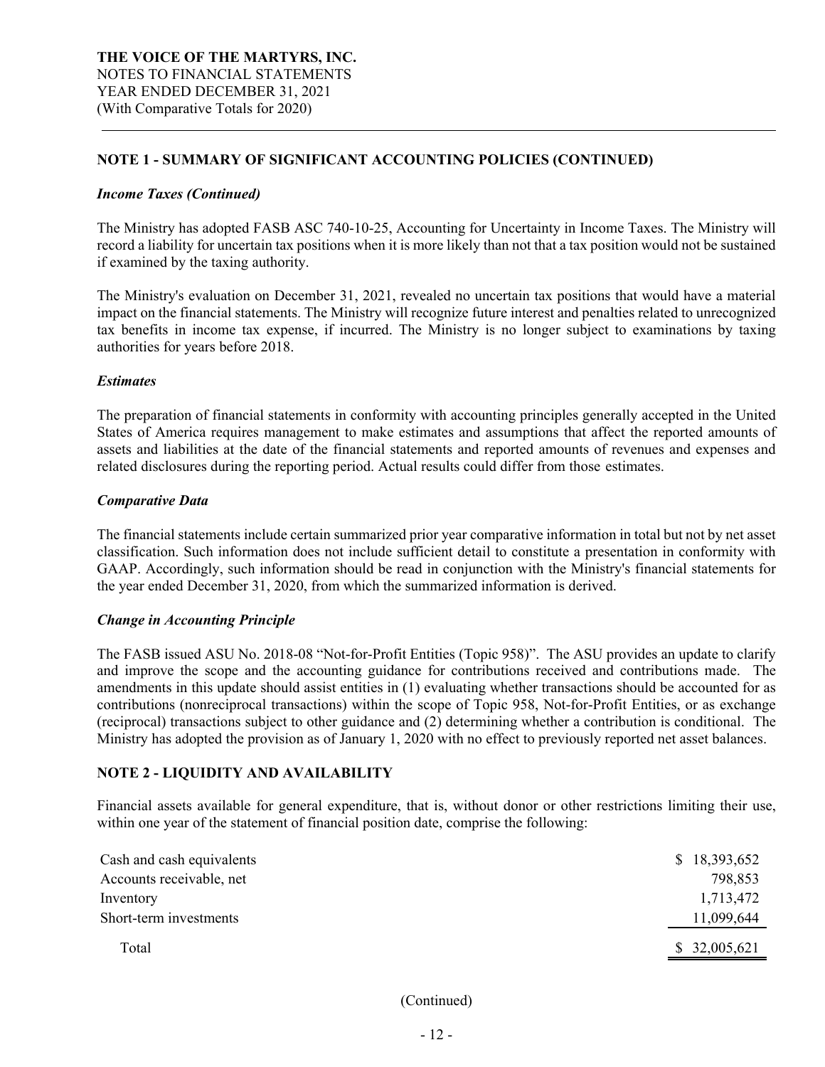**THE VOICE OF THE MARTYRS, INC.**
NOTES TO FINANCIAL STATEMENTS
YEAR ENDED DECEMBER 31, 2021
(With Comparative Totals for 2020)

## NOTE 1 - SUMMARY OF SIGNIFICANT ACCOUNTING POLICIES (CONTINUED)

### *Income Taxes (Continued)*

The Ministry has adopted FASB ASC 740-10-25, Accounting for Uncertainty in Income Taxes. The Ministry will record a liability for uncertain tax positions when it is more likely than not that a tax position would not be sustained if examined by the taxing authority.

The Ministry's evaluation on December 31, 2021, revealed no uncertain tax positions that would have a material impact on the financial statements. The Ministry will recognize future interest and penalties related to unrecognized tax benefits in income tax expense, if incurred. The Ministry is no longer subject to examinations by taxing authorities for years before 2018.

### *Estimates*

The preparation of financial statements in conformity with accounting principles generally accepted in the United States of America requires management to make estimates and assumptions that affect the reported amounts of assets and liabilities at the date of the financial statements and reported amounts of revenues and expenses and related disclosures during the reporting period. Actual results could differ from those estimates.

### *Comparative Data*

The financial statements include certain summarized prior year comparative information in total but not by net asset classification. Such information does not include sufficient detail to constitute a presentation in conformity with GAAP. Accordingly, such information should be read in conjunction with the Ministry's financial statements for the year ended December 31, 2020, from which the summarized information is derived.

### *Change in Accounting Principle*

The FASB issued ASU No. 2018-08 "Not-for-Profit Entities (Topic 958)". The ASU provides an update to clarify and improve the scope and the accounting guidance for contributions received and contributions made. The amendments in this update should assist entities in (1) evaluating whether transactions should be accounted for as contributions (nonreciprocal transactions) within the scope of Topic 958, Not-for-Profit Entities, or as exchange (reciprocal) transactions subject to other guidance and (2) determining whether a contribution is conditional. The Ministry has adopted the provision as of January 1, 2020 with no effect to previously reported net asset balances.

## NOTE 2 - LIQUIDITY AND AVAILABILITY

Financial assets available for general expenditure, that is, without donor or other restrictions limiting their use, within one year of the statement of financial position date, comprise the following:

| | |
|---|---|
| Cash and cash equivalents | $ 18,393,652 |
| Accounts receivable, net | 798,853 |
| Inventory | 1,713,472 |
| Short-term investments | 11,099,644 |
| Total | $ 32,005,621 |

(Continued)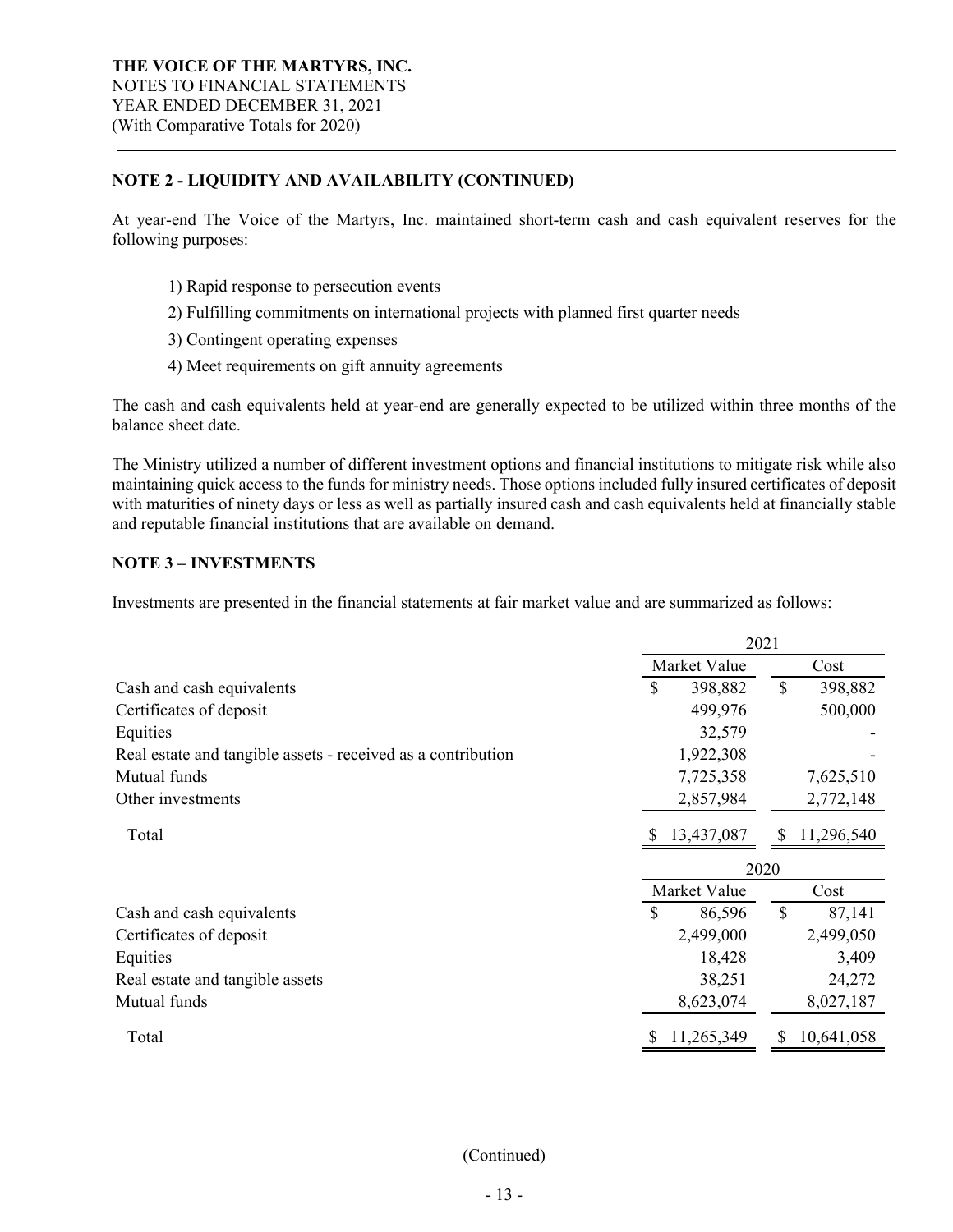**THE VOICE OF THE MARTYRS, INC.**
NOTES TO FINANCIAL STATEMENTS
YEAR ENDED DECEMBER 31, 2021
(With Comparative Totals for 2020)

## NOTE 2 - LIQUIDITY AND AVAILABILITY (CONTINUED)

At year-end The Voice of the Martyrs, Inc. maintained short-term cash and cash equivalent reserves for the following purposes:

1) Rapid response to persecution events
2) Fulfilling commitments on international projects with planned first quarter needs
3) Contingent operating expenses
4) Meet requirements on gift annuity agreements

The cash and cash equivalents held at year-end are generally expected to be utilized within three months of the balance sheet date.

The Ministry utilized a number of different investment options and financial institutions to mitigate risk while also maintaining quick access to the funds for ministry needs. Those options included fully insured certificates of deposit with maturities of ninety days or less as well as partially insured cash and cash equivalents held at financially stable and reputable financial institutions that are available on demand.

## NOTE 3 – INVESTMENTS

Investments are presented in the financial statements at fair market value and are summarized as follows:

| | 2021 | |
|---|---|---|
| | Market Value | Cost |
| Cash and cash equivalents | $ 398,882 | $ 398,882 |
| Certificates of deposit | 499,976 | 500,000 |
| Equities | 32,579 | - |
| Real estate and tangible assets - received as a contribution | 1,922,308 | - |
| Mutual funds | 7,725,358 | 7,625,510 |
| Other investments | 2,857,984 | 2,772,148 |
| Total | $ 13,437,087 | $ 11,296,540 |

| | 2020 | |
|---|---|---|
| | Market Value | Cost |
| Cash and cash equivalents | $ 86,596 | $ 87,141 |
| Certificates of deposit | 2,499,000 | 2,499,050 |
| Equities | 18,428 | 3,409 |
| Real estate and tangible assets | 38,251 | 24,272 |
| Mutual funds | 8,623,074 | 8,027,187 |
| Total | $ 11,265,349 | $ 10,641,058 |

(Continued)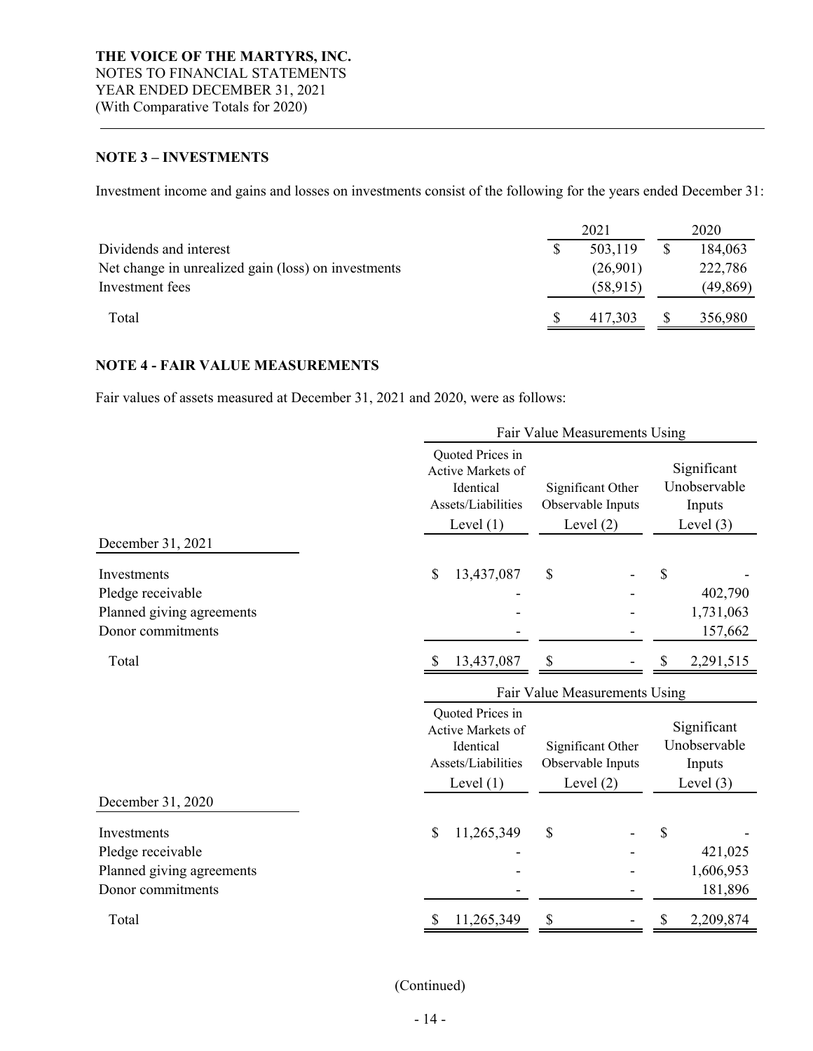**THE VOICE OF THE MARTYRS, INC.**
NOTES TO FINANCIAL STATEMENTS
YEAR ENDED DECEMBER 31, 2021
(With Comparative Totals for 2020)

## NOTE 3 – INVESTMENTS

Investment income and gains and losses on investments consist of the following for the years ended December 31:

| | 2021 | 2020 |
|---|---|---|
| Dividends and interest | $ 503,119 | $ 184,063 |
| Net change in unrealized gain (loss) on investments | (26,901) | 222,786 |
| Investment fees | (58,915) | (49,869) |
| Total | $ 417,303 | $ 356,980 |

## NOTE 4 - FAIR VALUE MEASUREMENTS

Fair values of assets measured at December 31, 2021 and 2020, were as follows:

| | Fair Value Measurements Using | | |
|---|---|---|---|
| | Quoted Prices in Active Markets of Identical Assets/Liabilities Level (1) | Significant Other Observable Inputs Level (2) | Significant Unobservable Inputs Level (3) |
| December 31, 2021 | | | |
| Investments | $ 13,437,087 | $ - | $ - |
| Pledge receivable | - | - | 402,790 |
| Planned giving agreements | - | - | 1,731,063 |
| Donor commitments | - | - | 157,662 |
| Total | $ 13,437,087 | $ - | $ 2,291,515 |

| | Fair Value Measurements Using | | |
|---|---|---|---|
| | Quoted Prices in Active Markets of Identical Assets/Liabilities Level (1) | Significant Other Observable Inputs Level (2) | Significant Unobservable Inputs Level (3) |
| December 31, 2020 | | | |
| Investments | $ 11,265,349 | $ - | $ - |
| Pledge receivable | - | - | 421,025 |
| Planned giving agreements | - | - | 1,606,953 |
| Donor commitments | - | - | 181,896 |
| Total | $ 11,265,349 | $ - | $ 2,209,874 |

(Continued)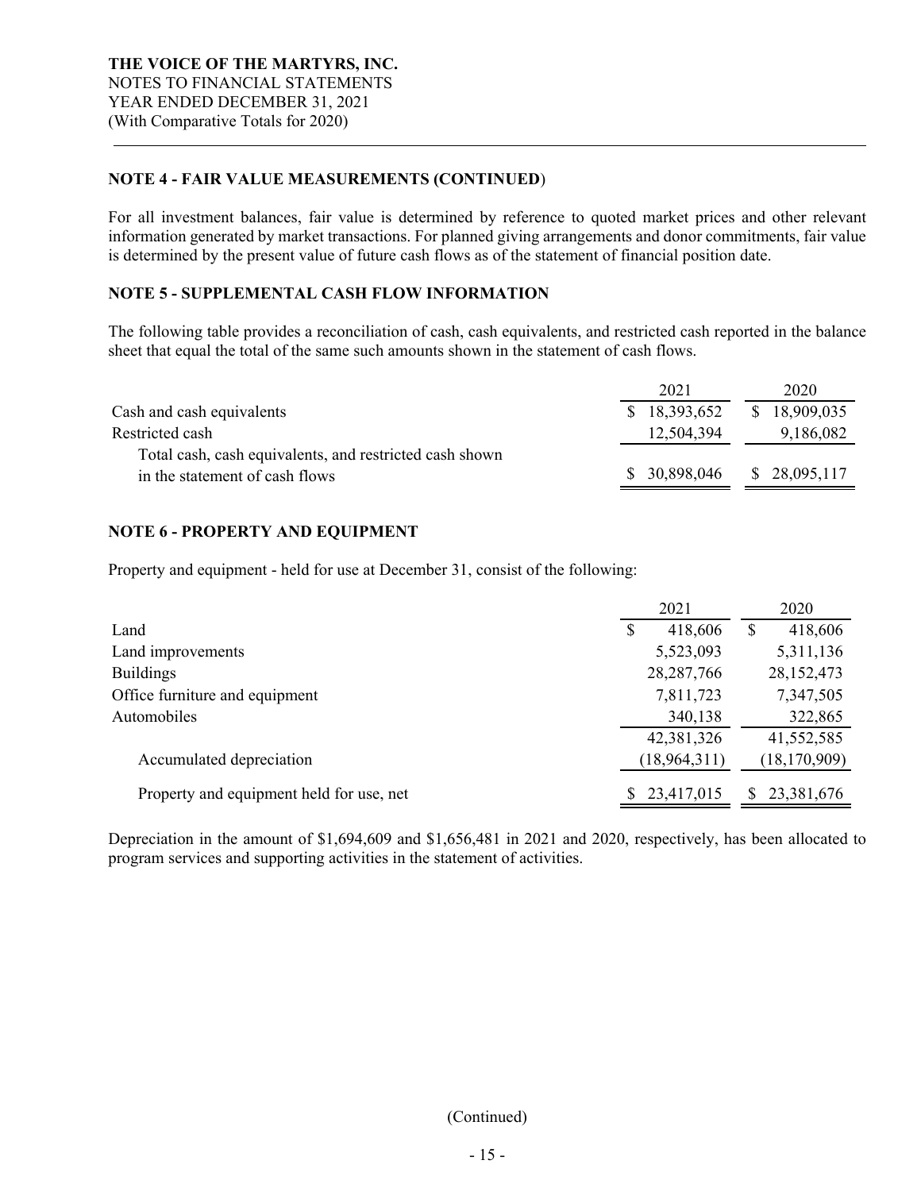## NOTE 4 - FAIR VALUE MEASUREMENTS (CONTINUED)

For all investment balances, fair value is determined by reference to quoted market prices and other relevant information generated by market transactions. For planned giving arrangements and donor commitments, fair value is determined by the present value of future cash flows as of the statement of financial position date.

## NOTE 5 - SUPPLEMENTAL CASH FLOW INFORMATION

The following table provides a reconciliation of cash, cash equivalents, and restricted cash reported in the balance sheet that equal the total of the same such amounts shown in the statement of cash flows.

| | 2021 | 2020 |
|---|---|---|
| Cash and cash equivalents | $ 18,393,652 | $ 18,909,035 |
| Restricted cash | 12,504,394 | 9,186,082 |
| Total cash, cash equivalents, and restricted cash shown in the statement of cash flows | $ 30,898,046 | $ 28,095,117 |

## NOTE 6 - PROPERTY AND EQUIPMENT

Property and equipment - held for use at December 31, consist of the following:

| | 2021 | 2020 |
|---|---|---|
| Land | $ 418,606 | $ 418,606 |
| Land improvements | 5,523,093 | 5,311,136 |
| Buildings | 28,287,766 | 28,152,473 |
| Office furniture and equipment | 7,811,723 | 7,347,505 |
| Automobiles | 340,138 | 322,865 |
| | 42,381,326 | 41,552,585 |
| Accumulated depreciation | (18,964,311) | (18,170,909) |
| Property and equipment held for use, net | $ 23,417,015 | $ 23,381,676 |

Depreciation in the amount of $1,694,609 and $1,656,481 in 2021 and 2020, respectively, has been allocated to program services and supporting activities in the statement of activities.

(Continued)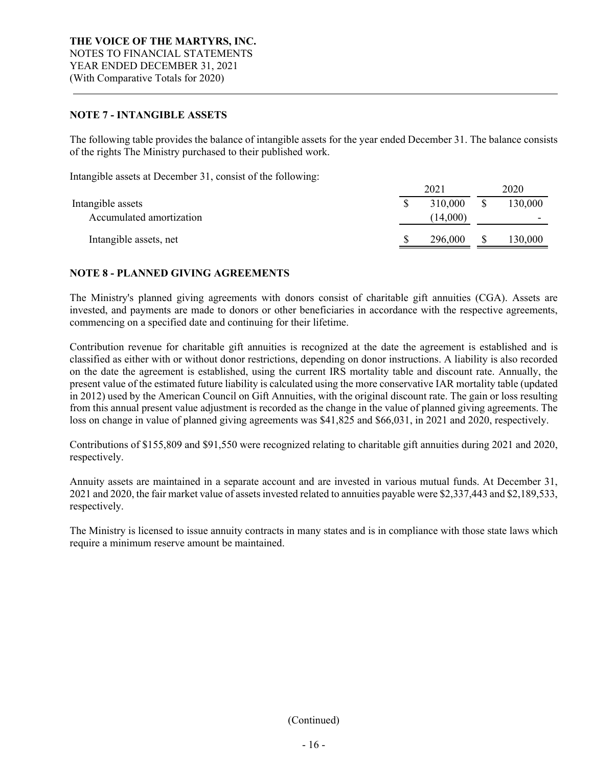**THE VOICE OF THE MARTYRS, INC.**
NOTES TO FINANCIAL STATEMENTS
YEAR ENDED DECEMBER 31, 2021
(With Comparative Totals for 2020)

## NOTE 7 - INTANGIBLE ASSETS

The following table provides the balance of intangible assets for the year ended December 31. The balance consists of the rights The Ministry purchased to their published work.

Intangible assets at December 31, consist of the following:

| | 2021 | 2020 |
|---|---|---|
| Intangible assets | $ 310,000 | $ 130,000 |
| Accumulated amortization | (14,000) | - |
| Intangible assets, net | $ 296,000 | $ 130,000 |

## NOTE 8 - PLANNED GIVING AGREEMENTS

The Ministry's planned giving agreements with donors consist of charitable gift annuities (CGA). Assets are invested, and payments are made to donors or other beneficiaries in accordance with the respective agreements, commencing on a specified date and continuing for their lifetime.

Contribution revenue for charitable gift annuities is recognized at the date the agreement is established and is classified as either with or without donor restrictions, depending on donor instructions. A liability is also recorded on the date the agreement is established, using the current IRS mortality table and discount rate. Annually, the present value of the estimated future liability is calculated using the more conservative IAR mortality table (updated in 2012) used by the American Council on Gift Annuities, with the original discount rate. The gain or loss resulting from this annual present value adjustment is recorded as the change in the value of planned giving agreements. The loss on change in value of planned giving agreements was $41,825 and $66,031, in 2021 and 2020, respectively.

Contributions of $155,809 and $91,550 were recognized relating to charitable gift annuities during 2021 and 2020, respectively.

Annuity assets are maintained in a separate account and are invested in various mutual funds. At December 31, 2021 and 2020, the fair market value of assets invested related to annuities payable were $2,337,443 and $2,189,533, respectively.

The Ministry is licensed to issue annuity contracts in many states and is in compliance with those state laws which require a minimum reserve amount be maintained.

(Continued)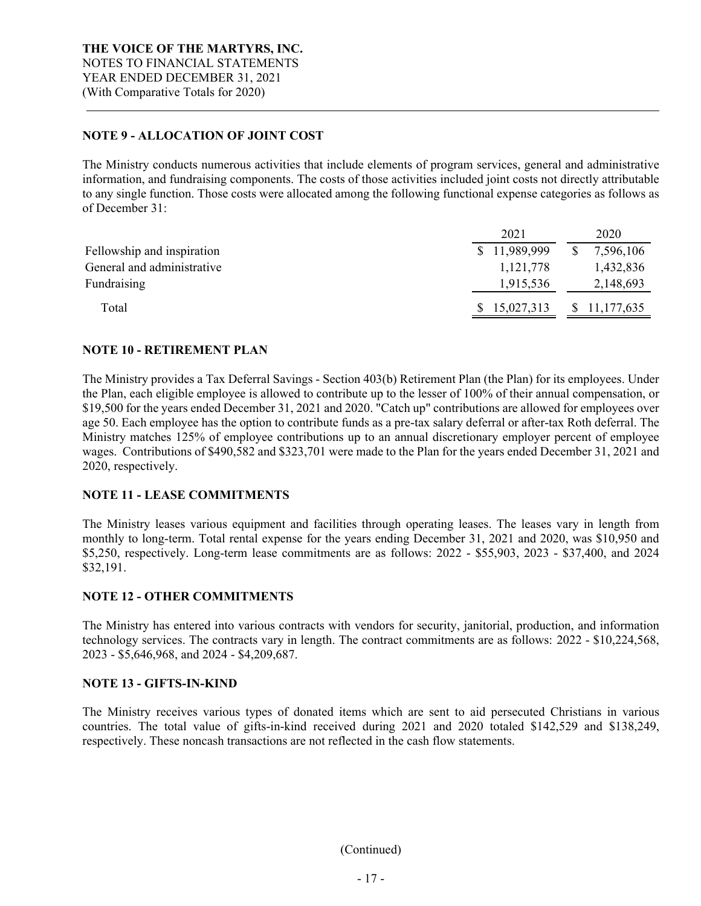**THE VOICE OF THE MARTYRS, INC.**
NOTES TO FINANCIAL STATEMENTS
YEAR ENDED DECEMBER 31, 2021
(With Comparative Totals for 2020)

## NOTE 9 - ALLOCATION OF JOINT COST

The Ministry conducts numerous activities that include elements of program services, general and administrative information, and fundraising components. The costs of those activities included joint costs not directly attributable to any single function. Those costs were allocated among the following functional expense categories as follows as of December 31:

| | 2021 | 2020 |
|---|---|---|
| Fellowship and inspiration | $ 11,989,999 | $ 7,596,106 |
| General and administrative | 1,121,778 | 1,432,836 |
| Fundraising | 1,915,536 | 2,148,693 |
| Total | $ 15,027,313 | $ 11,177,635 |

## NOTE 10 - RETIREMENT PLAN

The Ministry provides a Tax Deferral Savings - Section 403(b) Retirement Plan (the Plan) for its employees. Under the Plan, each eligible employee is allowed to contribute up to the lesser of 100% of their annual compensation, or $19,500 for the years ended December 31, 2021 and 2020. "Catch up" contributions are allowed for employees over age 50. Each employee has the option to contribute funds as a pre-tax salary deferral or after-tax Roth deferral. The Ministry matches 125% of employee contributions up to an annual discretionary employer percent of employee wages. Contributions of $490,582 and $323,701 were made to the Plan for the years ended December 31, 2021 and 2020, respectively.

## NOTE 11 - LEASE COMMITMENTS

The Ministry leases various equipment and facilities through operating leases. The leases vary in length from monthly to long-term. Total rental expense for the years ending December 31, 2021 and 2020, was $10,950 and $5,250, respectively. Long-term lease commitments are as follows: 2022 - $55,903, 2023 - $37,400, and 2024 $32,191.

## NOTE 12 - OTHER COMMITMENTS

The Ministry has entered into various contracts with vendors for security, janitorial, production, and information technology services. The contracts vary in length. The contract commitments are as follows: 2022 - $10,224,568, 2023 - $5,646,968, and 2024 - $4,209,687.

## NOTE 13 - GIFTS-IN-KIND

The Ministry receives various types of donated items which are sent to aid persecuted Christians in various countries. The total value of gifts-in-kind received during 2021 and 2020 totaled $142,529 and $138,249, respectively. These noncash transactions are not reflected in the cash flow statements.

(Continued)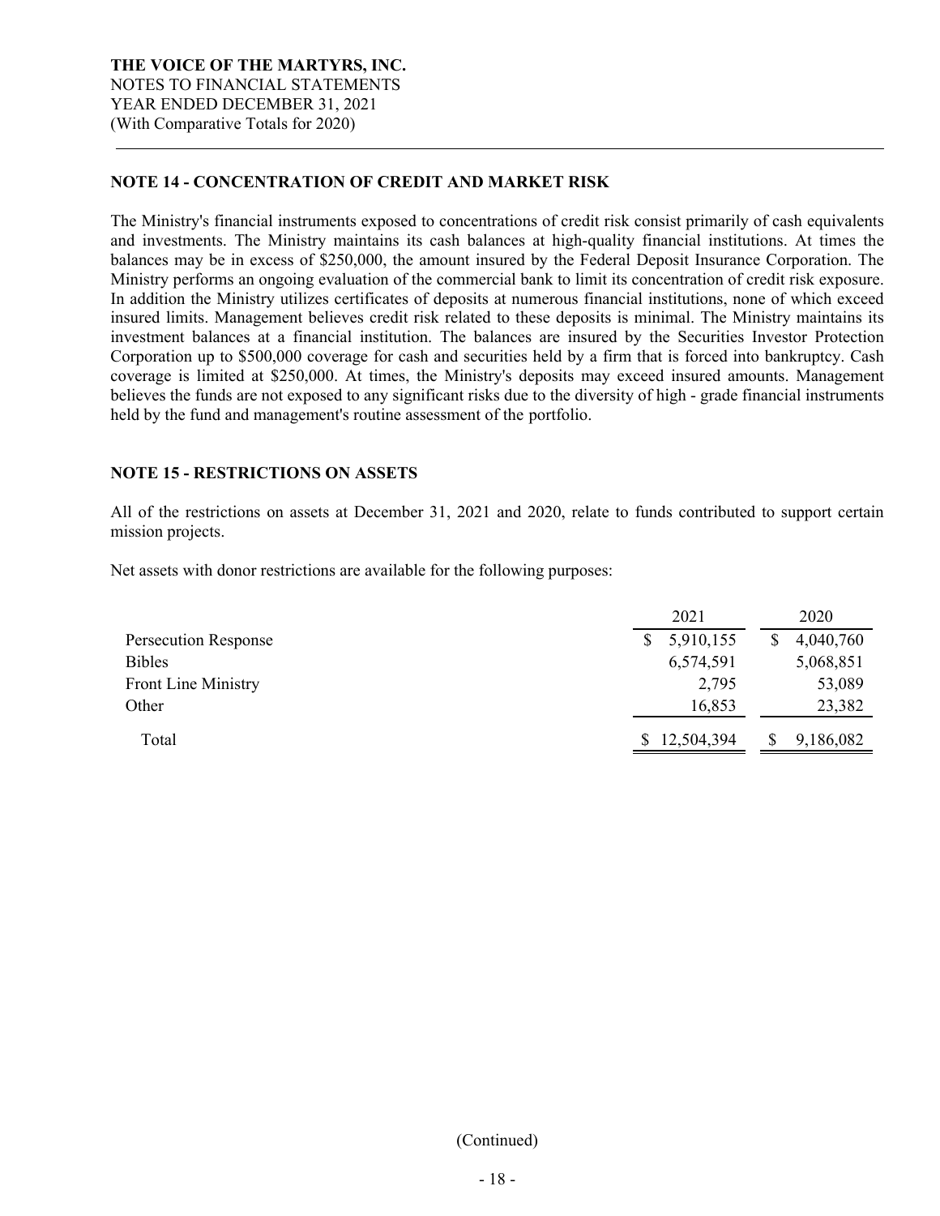**THE VOICE OF THE MARTYRS, INC.**
NOTES TO FINANCIAL STATEMENTS
YEAR ENDED DECEMBER 31, 2021
(With Comparative Totals for 2020)

## NOTE 14 - CONCENTRATION OF CREDIT AND MARKET RISK

The Ministry's financial instruments exposed to concentrations of credit risk consist primarily of cash equivalents and investments. The Ministry maintains its cash balances at high-quality financial institutions. At times the balances may be in excess of $250,000, the amount insured by the Federal Deposit Insurance Corporation. The Ministry performs an ongoing evaluation of the commercial bank to limit its concentration of credit risk exposure. In addition the Ministry utilizes certificates of deposits at numerous financial institutions, none of which exceed insured limits. Management believes credit risk related to these deposits is minimal. The Ministry maintains its investment balances at a financial institution. The balances are insured by the Securities Investor Protection Corporation up to $500,000 coverage for cash and securities held by a firm that is forced into bankruptcy. Cash coverage is limited at $250,000. At times, the Ministry's deposits may exceed insured amounts. Management believes the funds are not exposed to any significant risks due to the diversity of high - grade financial instruments held by the fund and management's routine assessment of the portfolio.

## NOTE 15 - RESTRICTIONS ON ASSETS

All of the restrictions on assets at December 31, 2021 and 2020, relate to funds contributed to support certain mission projects.

Net assets with donor restrictions are available for the following purposes:

| | 2021 | 2020 |
|---|---|---|
| Persecution Response | $ 5,910,155 | $ 4,040,760 |
| Bibles | 6,574,591 | 5,068,851 |
| Front Line Ministry | 2,795 | 53,089 |
| Other | 16,853 | 23,382 |
| Total | $ 12,504,394 | $ 9,186,082 |

(Continued)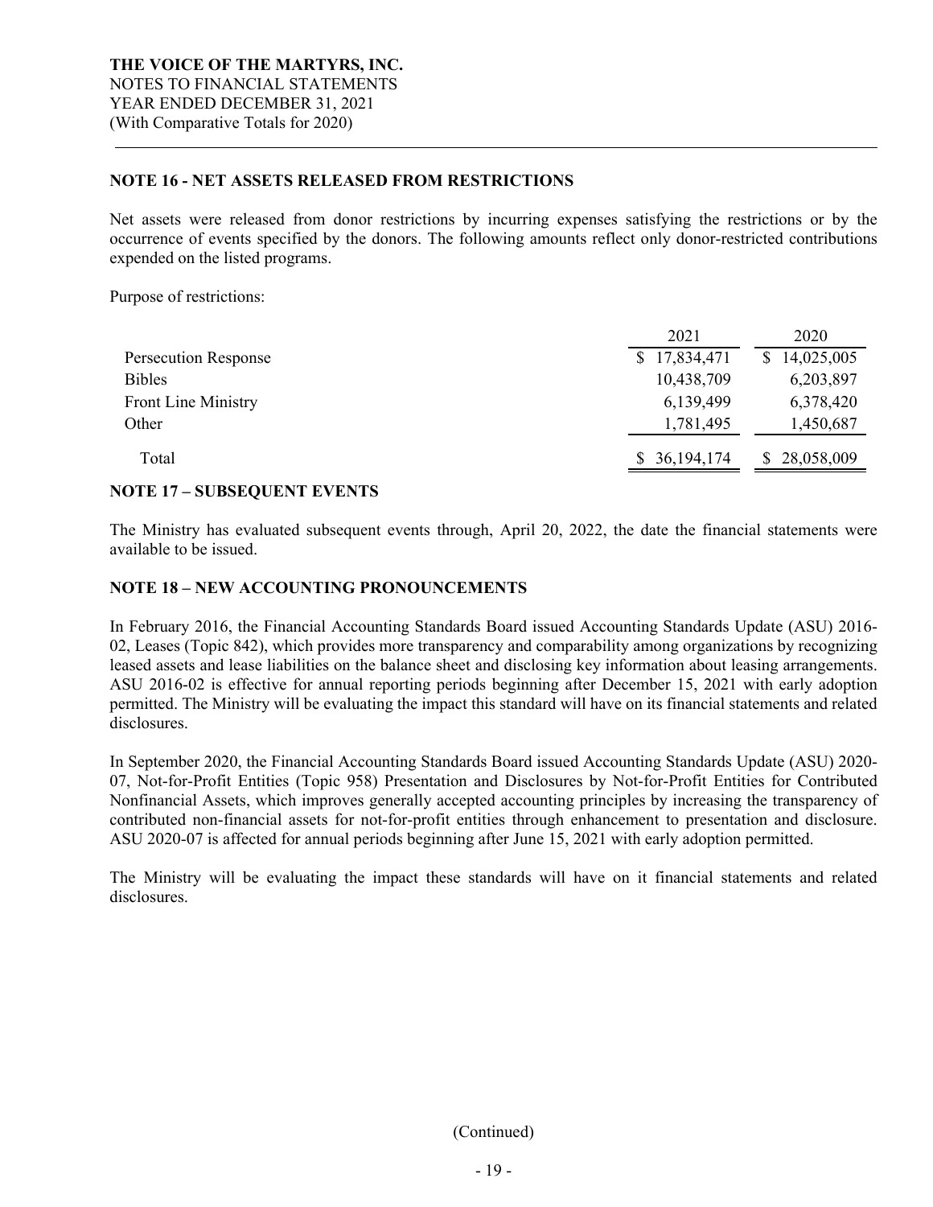**THE VOICE OF THE MARTYRS, INC.**
NOTES TO FINANCIAL STATEMENTS
YEAR ENDED DECEMBER 31, 2021
(With Comparative Totals for 2020)

## NOTE 16 - NET ASSETS RELEASED FROM RESTRICTIONS

Net assets were released from donor restrictions by incurring expenses satisfying the restrictions or by the occurrence of events specified by the donors. The following amounts reflect only donor-restricted contributions expended on the listed programs.

Purpose of restrictions:

| | 2021 | 2020 |
|---|---|---|
| Persecution Response | $ 17,834,471 | $ 14,025,005 |
| Bibles | 10,438,709 | 6,203,897 |
| Front Line Ministry | 6,139,499 | 6,378,420 |
| Other | 1,781,495 | 1,450,687 |
| Total | $ 36,194,174 | $ 28,058,009 |

## NOTE 17 – SUBSEQUENT EVENTS

The Ministry has evaluated subsequent events through, April 20, 2022, the date the financial statements were available to be issued.

## NOTE 18 – NEW ACCOUNTING PRONOUNCEMENTS

In February 2016, the Financial Accounting Standards Board issued Accounting Standards Update (ASU) 2016-02, Leases (Topic 842), which provides more transparency and comparability among organizations by recognizing leased assets and lease liabilities on the balance sheet and disclosing key information about leasing arrangements. ASU 2016-02 is effective for annual reporting periods beginning after December 15, 2021 with early adoption permitted. The Ministry will be evaluating the impact this standard will have on its financial statements and related disclosures.

In September 2020, the Financial Accounting Standards Board issued Accounting Standards Update (ASU) 2020-07, Not-for-Profit Entities (Topic 958) Presentation and Disclosures by Not-for-Profit Entities for Contributed Nonfinancial Assets, which improves generally accepted accounting principles by increasing the transparency of contributed non-financial assets for not-for-profit entities through enhancement to presentation and disclosure. ASU 2020-07 is affected for annual periods beginning after June 15, 2021 with early adoption permitted.

The Ministry will be evaluating the impact these standards will have on it financial statements and related disclosures.

(Continued)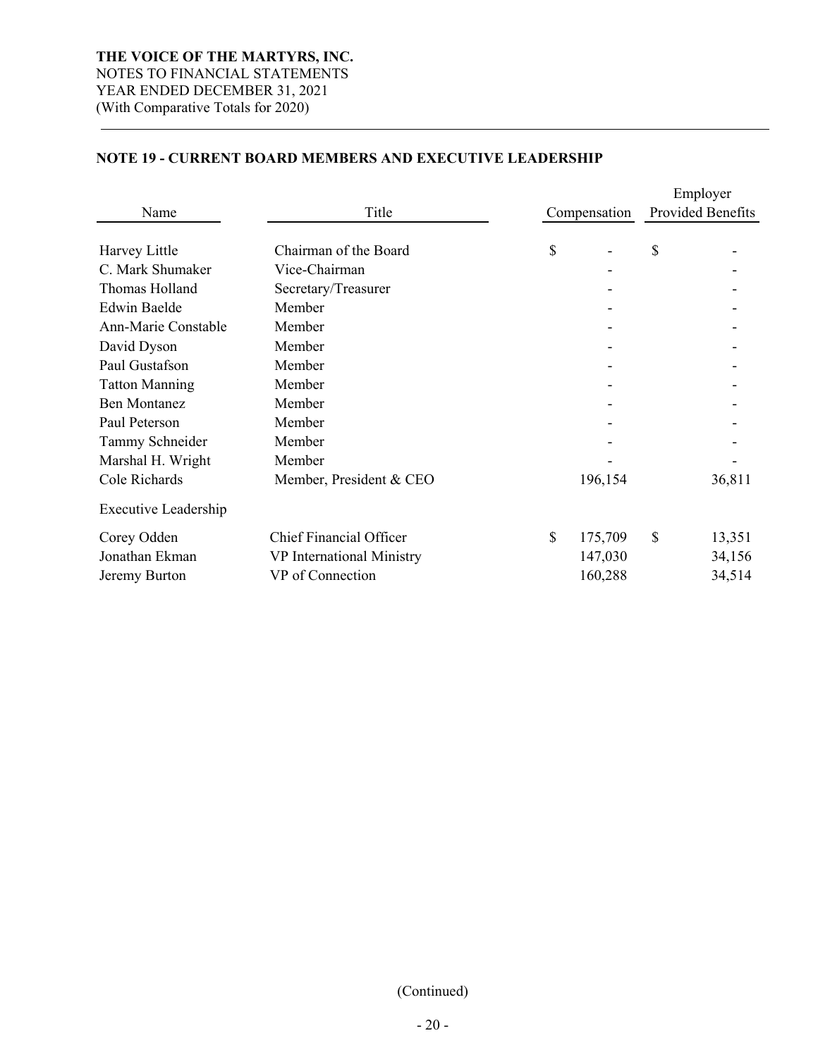**THE VOICE OF THE MARTYRS, INC.**
NOTES TO FINANCIAL STATEMENTS
YEAR ENDED DECEMBER 31, 2021
(With Comparative Totals for 2020)

## NOTE 19 - CURRENT BOARD MEMBERS AND EXECUTIVE LEADERSHIP

| Name | Title | Compensation | Employer Provided Benefits |
|---|---|---|---|
| Harvey Little | Chairman of the Board | $ - | $ - |
| C. Mark Shumaker | Vice-Chairman | - | - |
| Thomas Holland | Secretary/Treasurer | - | - |
| Edwin Baelde | Member | - | - |
| Ann-Marie Constable | Member | - | - |
| David Dyson | Member | - | - |
| Paul Gustafson | Member | - | - |
| Tatton Manning | Member | - | - |
| Ben Montanez | Member | - | - |
| Paul Peterson | Member | - | - |
| Tammy Schneider | Member | - | - |
| Marshal H. Wright | Member | - | - |
| Cole Richards | Member, President & CEO | 196,154 | 36,811 |
| Executive Leadership | | | |
| Corey Odden | Chief Financial Officer | $ 175,709 | $ 13,351 |
| Jonathan Ekman | VP International Ministry | 147,030 | 34,156 |
| Jeremy Burton | VP of Connection | 160,288 | 34,514 |

(Continued)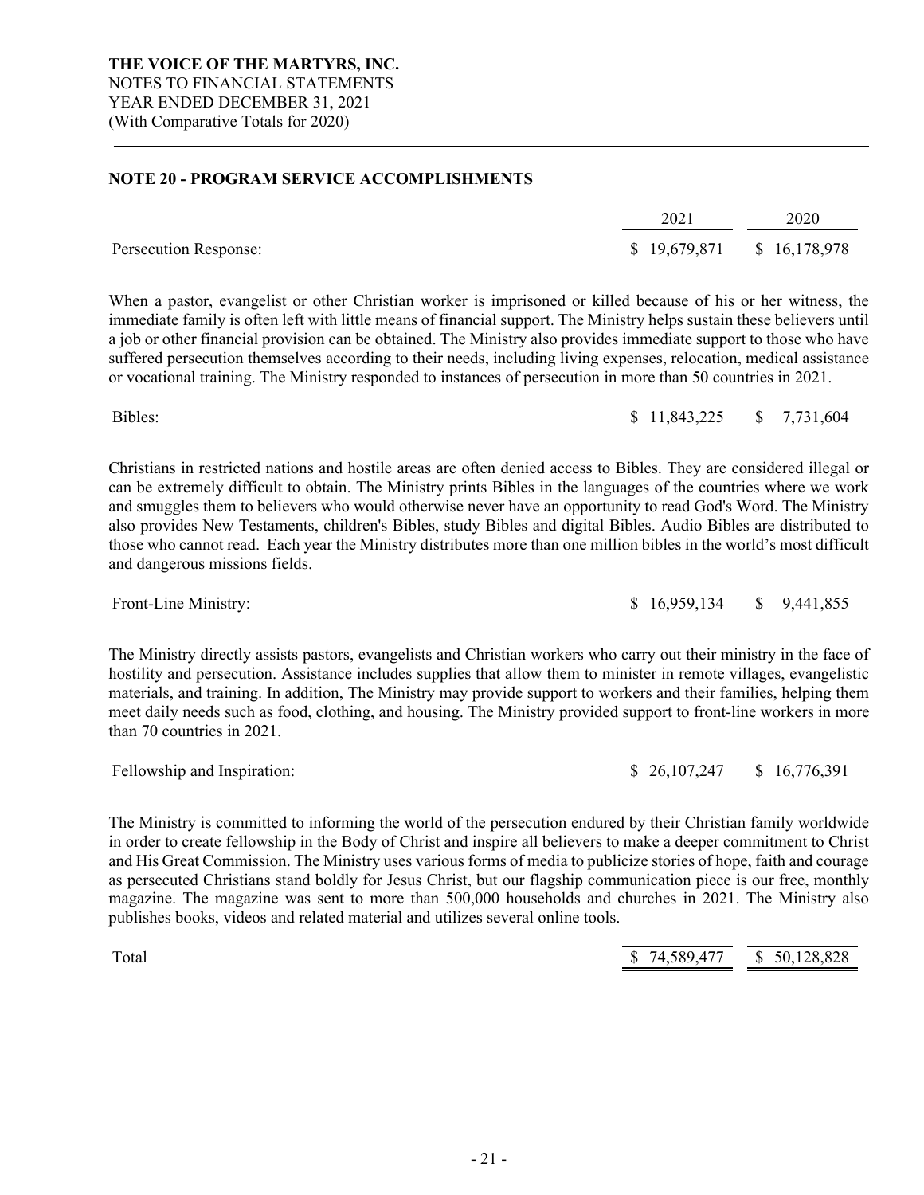**THE VOICE OF THE MARTYRS, INC.**
NOTES TO FINANCIAL STATEMENTS
YEAR ENDED DECEMBER 31, 2021
(With Comparative Totals for 2020)

**NOTE 20 - PROGRAM SERVICE ACCOMPLISHMENTS**

| | 2021 | 2020 |
|---|---|---|
| Persecution Response: | $ 19,679,871 | $ 16,178,978 |

When a pastor, evangelist or other Christian worker is imprisoned or killed because of his or her witness, the immediate family is often left with little means of financial support. The Ministry helps sustain these believers until a job or other financial provision can be obtained. The Ministry also provides immediate support to those who have suffered persecution themselves according to their needs, including living expenses, relocation, medical assistance or vocational training. The Ministry responded to instances of persecution in more than 50 countries in 2021.

| | 2021 | 2020 |
|---|---|---|
| Bibles: | $ 11,843,225 | $ 7,731,604 |

Christians in restricted nations and hostile areas are often denied access to Bibles. They are considered illegal or can be extremely difficult to obtain. The Ministry prints Bibles in the languages of the countries where we work and smuggles them to believers who would otherwise never have an opportunity to read God's Word. The Ministry also provides New Testaments, children's Bibles, study Bibles and digital Bibles. Audio Bibles are distributed to those who cannot read. Each year the Ministry distributes more than one million bibles in the world's most difficult and dangerous missions fields.

| | 2021 | 2020 |
|---|---|---|
| Front-Line Ministry: | $ 16,959,134 | $ 9,441,855 |

The Ministry directly assists pastors, evangelists and Christian workers who carry out their ministry in the face of hostility and persecution. Assistance includes supplies that allow them to minister in remote villages, evangelistic materials, and training. In addition, The Ministry may provide support to workers and their families, helping them meet daily needs such as food, clothing, and housing. The Ministry provided support to front-line workers in more than 70 countries in 2021.

| | 2021 | 2020 |
|---|---|---|
| Fellowship and Inspiration: | $ 26,107,247 | $ 16,776,391 |

The Ministry is committed to informing the world of the persecution endured by their Christian family worldwide in order to create fellowship in the Body of Christ and inspire all believers to make a deeper commitment to Christ and His Great Commission. The Ministry uses various forms of media to publicize stories of hope, faith and courage as persecuted Christians stand boldly for Jesus Christ, but our flagship communication piece is our free, monthly magazine. The magazine was sent to more than 500,000 households and churches in 2021. The Ministry also publishes books, videos and related material and utilizes several online tools.

| | 2021 | 2020 |
|---|---|---|
| Total | $ 74,589,477 | $ 50,128,828 |